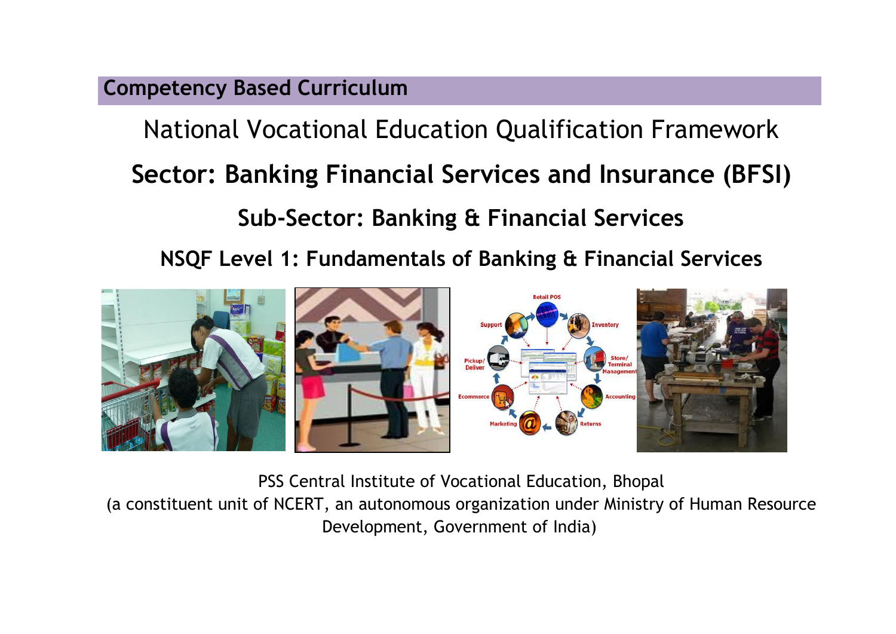**Competency Based Curriculum**

# National Vocational Education Qualification Framework

## Sector: Banking Financial Services and Insurance (BFSI)

## Sub-Sector: Banking & Financial Services

## NSQF Level 1: Fundamentals of Banking & Financial Services

PSS Central Institute of Vocational Education, Bhopal
(a constituent unit of NCERT, an autonomous organization under Ministry of Human Resource Development, Government of India)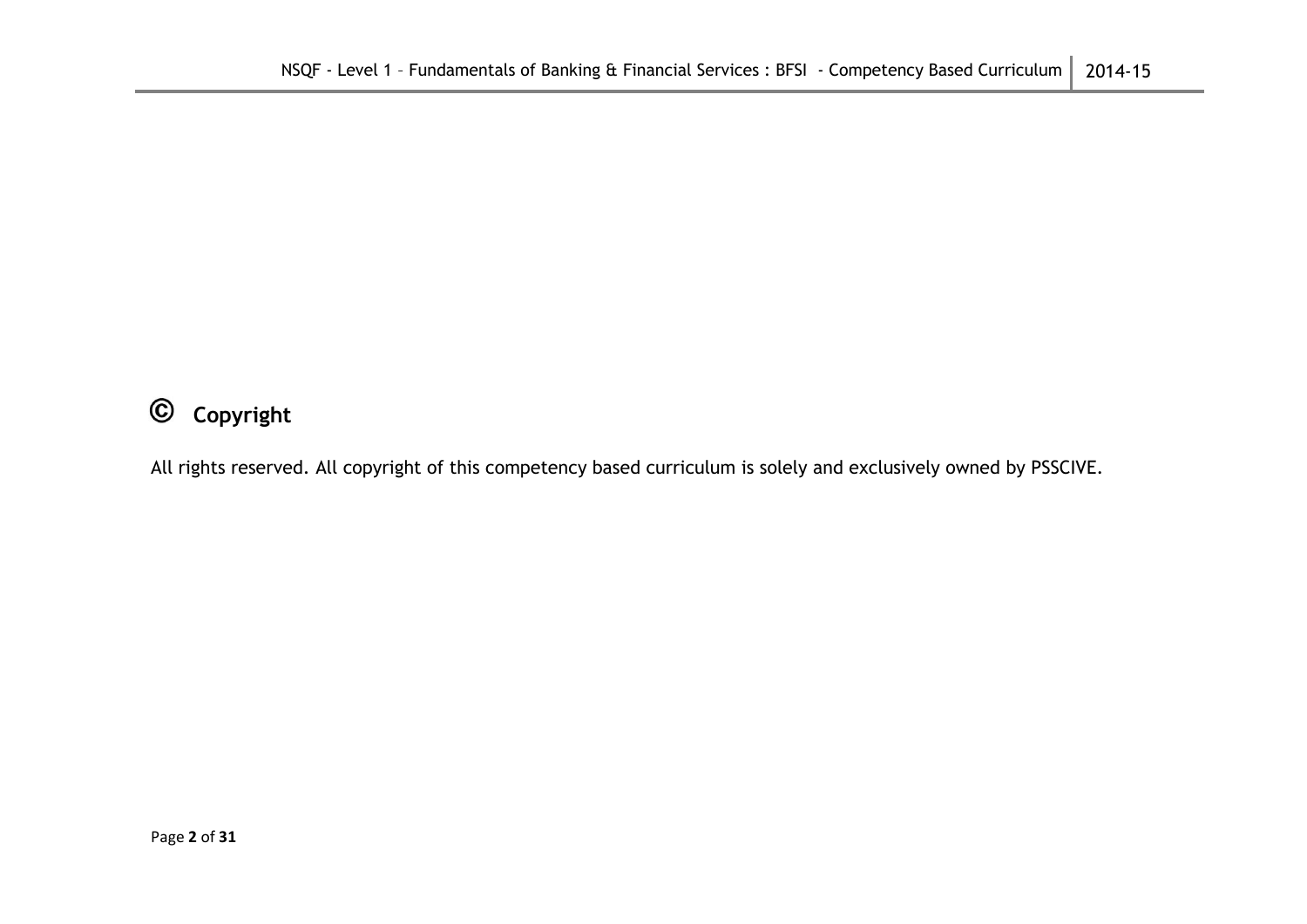## © Copyright

All rights reserved. All copyright of this competency based curriculum is solely and exclusively owned by PSSCIVE.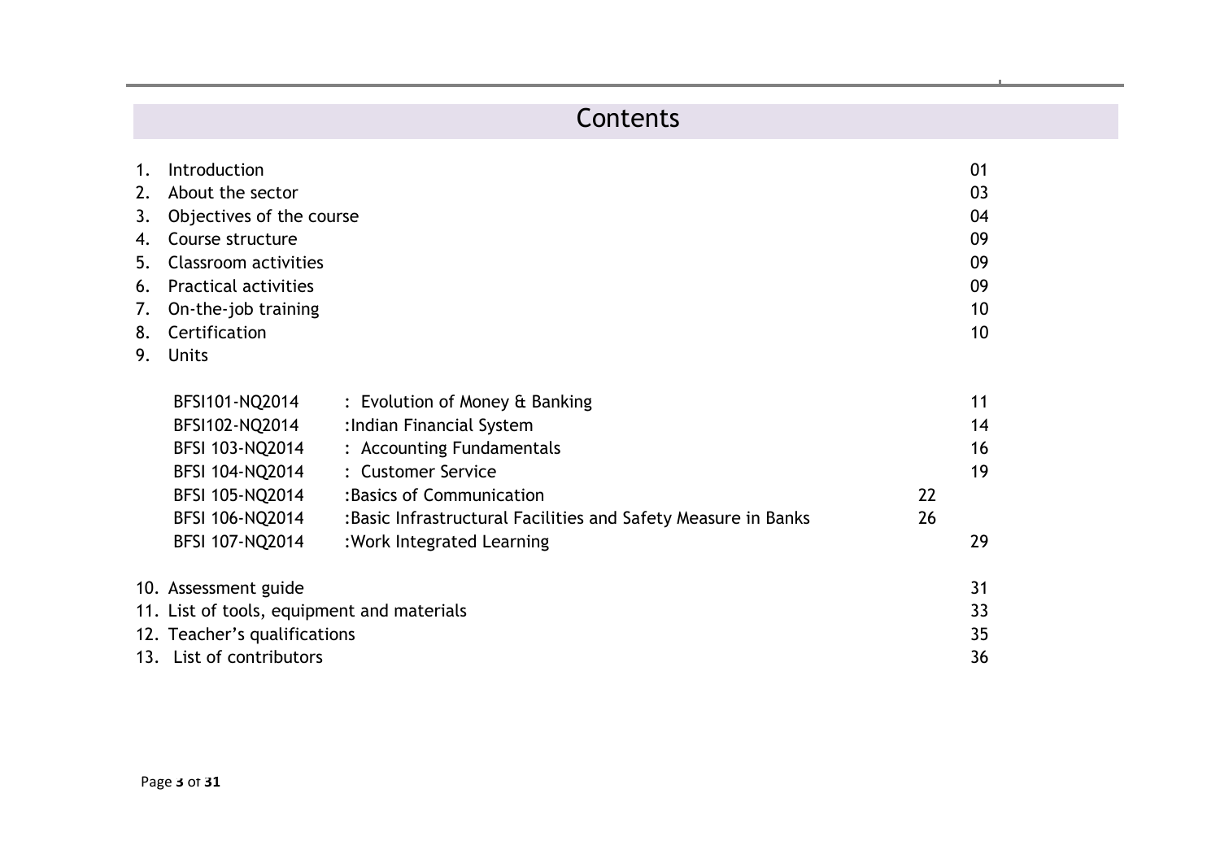# Contents

| | | |
|---|---|---|
| 1. | Introduction | 01 |
| 2. | About the sector | 03 |
| 3. | Objectives of the course | 04 |
| 4. | Course structure | 09 |
| 5. | Classroom activities | 09 |
| 6. | Practical activities | 09 |
| 7. | On-the-job training | 10 |
| 8. | Certification | 10 |
| 9. | Units | |

| | | |
|---|---|---|
| BFSI101-NQ2014 | : Evolution of Money & Banking | 11 |
| BFSI102-NQ2014 | :Indian Financial System | 14 |
| BFSI 103-NQ2014 | : Accounting Fundamentals | 16 |
| BFSI 104-NQ2014 | : Customer Service | 19 |
| BFSI 105-NQ2014 | :Basics of Communication | 22 |
| BFSI 106-NQ2014 | :Basic Infrastructural Facilities and Safety Measure in Banks | 26 |
| BFSI 107-NQ2014 | :Work Integrated Learning | 29 |

| | | |
|---|---|---|
| 10. | Assessment guide | 31 |
| 11. | List of tools, equipment and materials | 33 |
| 12. | Teacher's qualifications | 35 |
| 13. | List of contributors | 36 |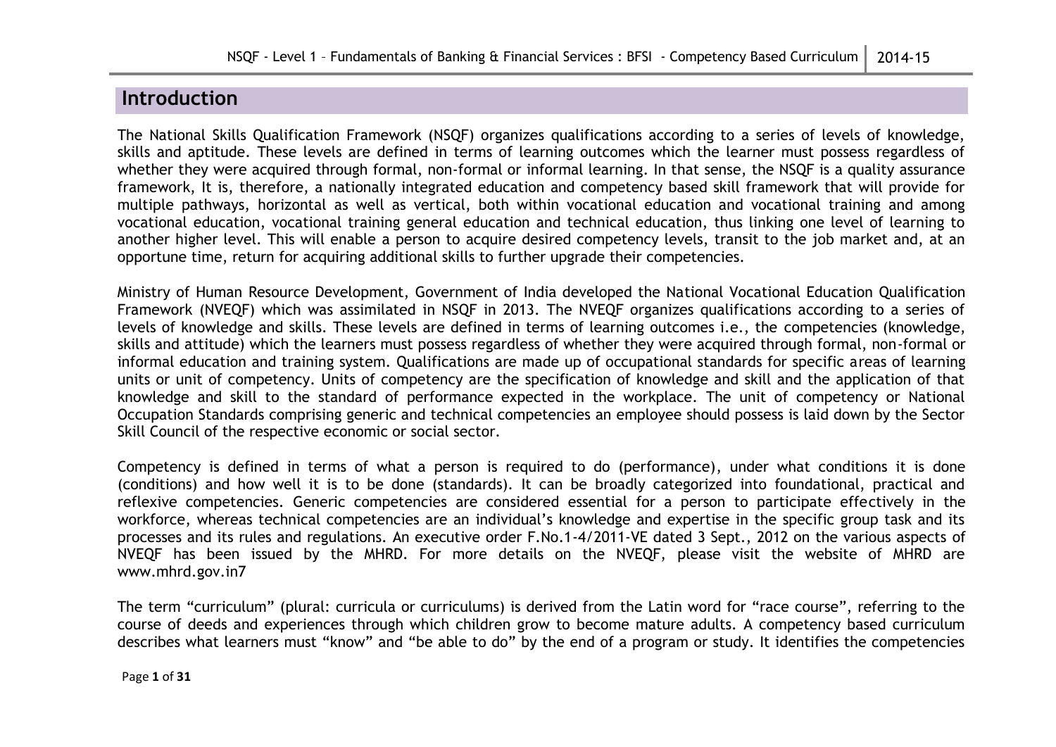## Introduction

The National Skills Qualification Framework (NSQF) organizes qualifications according to a series of levels of knowledge, skills and aptitude. These levels are defined in terms of learning outcomes which the learner must possess regardless of whether they were acquired through formal, non-formal or informal learning. In that sense, the NSQF is a quality assurance framework, It is, therefore, a nationally integrated education and competency based skill framework that will provide for multiple pathways, horizontal as well as vertical, both within vocational education and vocational training and among vocational education, vocational training general education and technical education, thus linking one level of learning to another higher level. This will enable a person to acquire desired competency levels, transit to the job market and, at an opportune time, return for acquiring additional skills to further upgrade their competencies.

Ministry of Human Resource Development, Government of India developed the National Vocational Education Qualification Framework (NVEQF) which was assimilated in NSQF in 2013. The NVEQF organizes qualifications according to a series of levels of knowledge and skills. These levels are defined in terms of learning outcomes i.e., the competencies (knowledge, skills and attitude) which the learners must possess regardless of whether they were acquired through formal, non-formal or informal education and training system. Qualifications are made up of occupational standards for specific areas of learning units or unit of competency. Units of competency are the specification of knowledge and skill and the application of that knowledge and skill to the standard of performance expected in the workplace. The unit of competency or National Occupation Standards comprising generic and technical competencies an employee should possess is laid down by the Sector Skill Council of the respective economic or social sector.

Competency is defined in terms of what a person is required to do (performance), under what conditions it is done (conditions) and how well it is to be done (standards). It can be broadly categorized into foundational, practical and reflexive competencies. Generic competencies are considered essential for a person to participate effectively in the workforce, whereas technical competencies are an individual's knowledge and expertise in the specific group task and its processes and its rules and regulations. An executive order F.No.1-4/2011-VE dated 3 Sept., 2012 on the various aspects of NVEQF has been issued by the MHRD. For more details on the NVEQF, please visit the website of MHRD are www.mhrd.gov.in7

The term "curriculum" (plural: curricula or curriculums) is derived from the Latin word for "race course", referring to the course of deeds and experiences through which children grow to become mature adults. A competency based curriculum describes what learners must "know" and "be able to do" by the end of a program or study. It identifies the competencies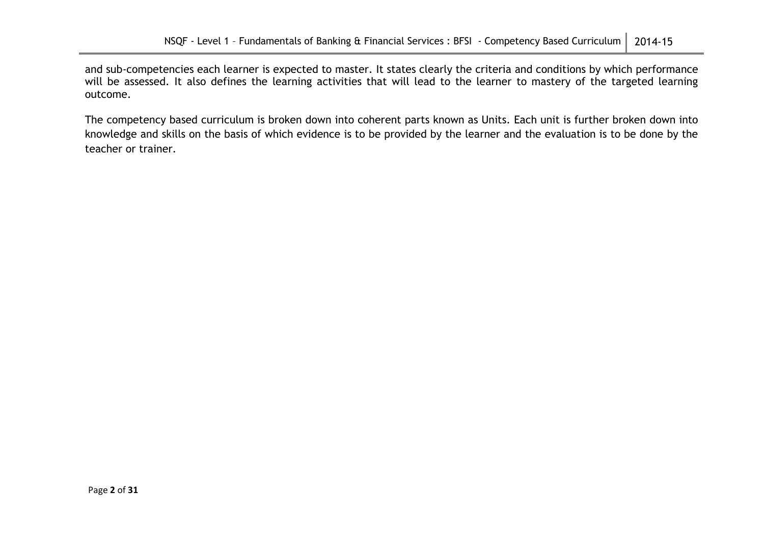and sub-competencies each learner is expected to master. It states clearly the criteria and conditions by which performance will be assessed. It also defines the learning activities that will lead to the learner to mastery of the targeted learning outcome.

The competency based curriculum is broken down into coherent parts known as Units. Each unit is further broken down into knowledge and skills on the basis of which evidence is to be provided by the learner and the evaluation is to be done by the teacher or trainer.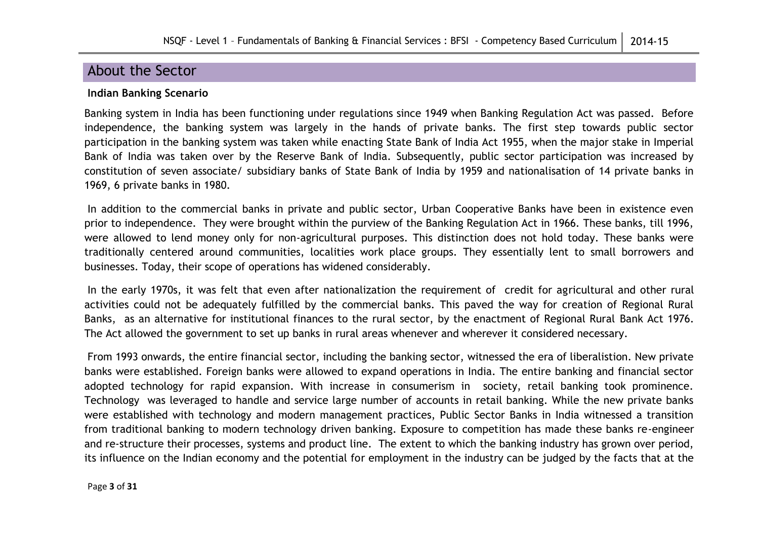## About the Sector

**Indian Banking Scenario**

Banking system in India has been functioning under regulations since 1949 when Banking Regulation Act was passed. Before independence, the banking system was largely in the hands of private banks. The first step towards public sector participation in the banking system was taken while enacting State Bank of India Act 1955, when the major stake in Imperial Bank of India was taken over by the Reserve Bank of India. Subsequently, public sector participation was increased by constitution of seven associate/ subsidiary banks of State Bank of India by 1959 and nationalisation of 14 private banks in 1969, 6 private banks in 1980.

In addition to the commercial banks in private and public sector, Urban Cooperative Banks have been in existence even prior to independence. They were brought within the purview of the Banking Regulation Act in 1966. These banks, till 1996, were allowed to lend money only for non-agricultural purposes. This distinction does not hold today. These banks were traditionally centered around communities, localities work place groups. They essentially lent to small borrowers and businesses. Today, their scope of operations has widened considerably.

In the early 1970s, it was felt that even after nationalization the requirement of credit for agricultural and other rural activities could not be adequately fulfilled by the commercial banks. This paved the way for creation of Regional Rural Banks, as an alternative for institutional finances to the rural sector, by the enactment of Regional Rural Bank Act 1976. The Act allowed the government to set up banks in rural areas whenever and wherever it considered necessary.

From 1993 onwards, the entire financial sector, including the banking sector, witnessed the era of liberalistion. New private banks were established. Foreign banks were allowed to expand operations in India. The entire banking and financial sector adopted technology for rapid expansion. With increase in consumerism in society, retail banking took prominence. Technology was leveraged to handle and service large number of accounts in retail banking. While the new private banks were established with technology and modern management practices, Public Sector Banks in India witnessed a transition from traditional banking to modern technology driven banking. Exposure to competition has made these banks re-engineer and re-structure their processes, systems and product line. The extent to which the banking industry has grown over period, its influence on the Indian economy and the potential for employment in the industry can be judged by the facts that at the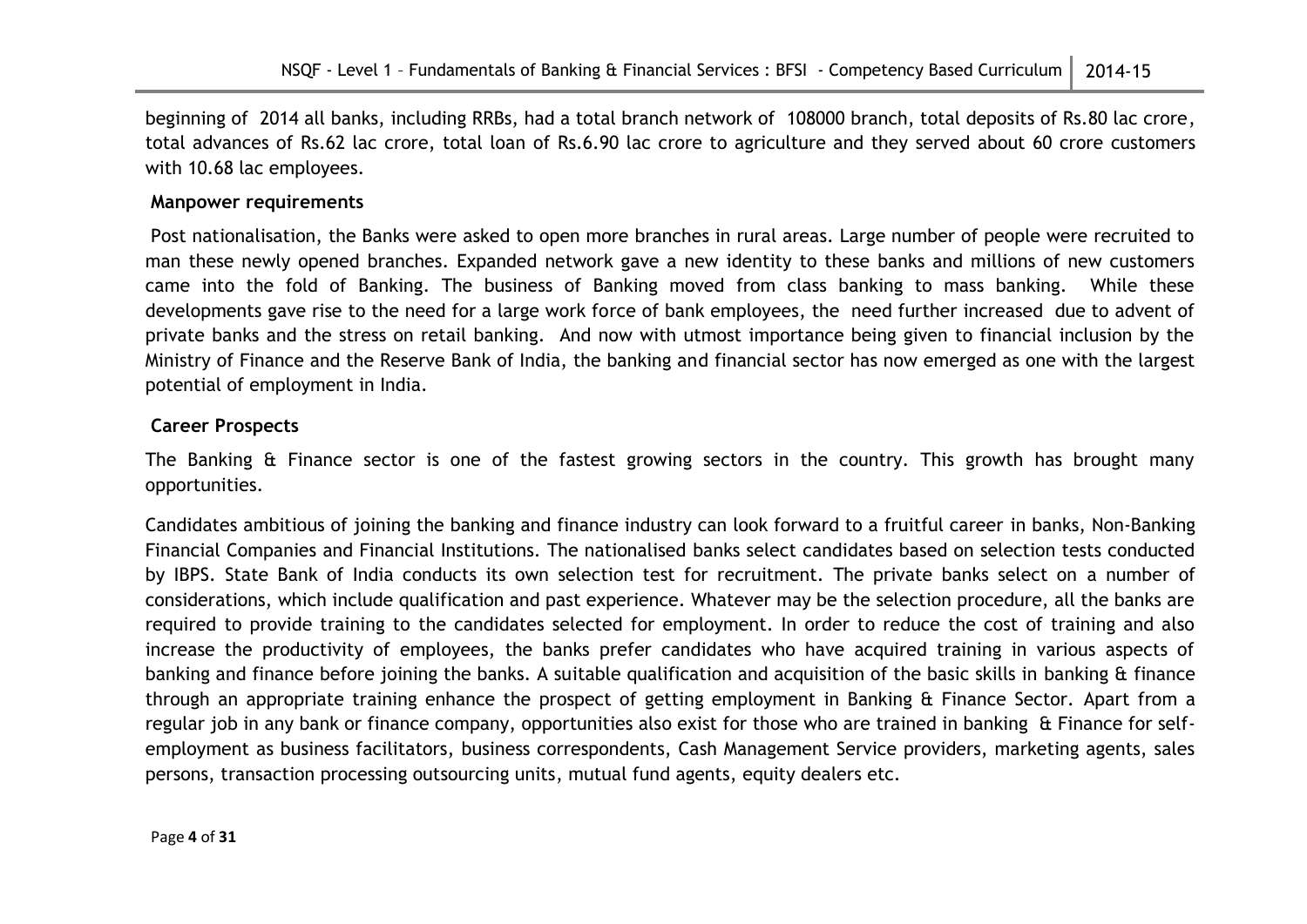beginning of 2014 all banks, including RRBs, had a total branch network of 108000 branch, total deposits of Rs.80 lac crore, total advances of Rs.62 lac crore, total loan of Rs.6.90 lac crore to agriculture and they served about 60 crore customers with 10.68 lac employees.

**Manpower requirements**

Post nationalisation, the Banks were asked to open more branches in rural areas. Large number of people were recruited to man these newly opened branches. Expanded network gave a new identity to these banks and millions of new customers came into the fold of Banking. The business of Banking moved from class banking to mass banking. While these developments gave rise to the need for a large work force of bank employees, the need further increased due to advent of private banks and the stress on retail banking. And now with utmost importance being given to financial inclusion by the Ministry of Finance and the Reserve Bank of India, the banking and financial sector has now emerged as one with the largest potential of employment in India.

**Career Prospects**

The Banking & Finance sector is one of the fastest growing sectors in the country. This growth has brought many opportunities.

Candidates ambitious of joining the banking and finance industry can look forward to a fruitful career in banks, Non-Banking Financial Companies and Financial Institutions. The nationalised banks select candidates based on selection tests conducted by IBPS. State Bank of India conducts its own selection test for recruitment. The private banks select on a number of considerations, which include qualification and past experience. Whatever may be the selection procedure, all the banks are required to provide training to the candidates selected for employment. In order to reduce the cost of training and also increase the productivity of employees, the banks prefer candidates who have acquired training in various aspects of banking and finance before joining the banks. A suitable qualification and acquisition of the basic skills in banking & finance through an appropriate training enhance the prospect of getting employment in Banking & Finance Sector. Apart from a regular job in any bank or finance company, opportunities also exist for those who are trained in banking & Finance for self-employment as business facilitators, business correspondents, Cash Management Service providers, marketing agents, sales persons, transaction processing outsourcing units, mutual fund agents, equity dealers etc.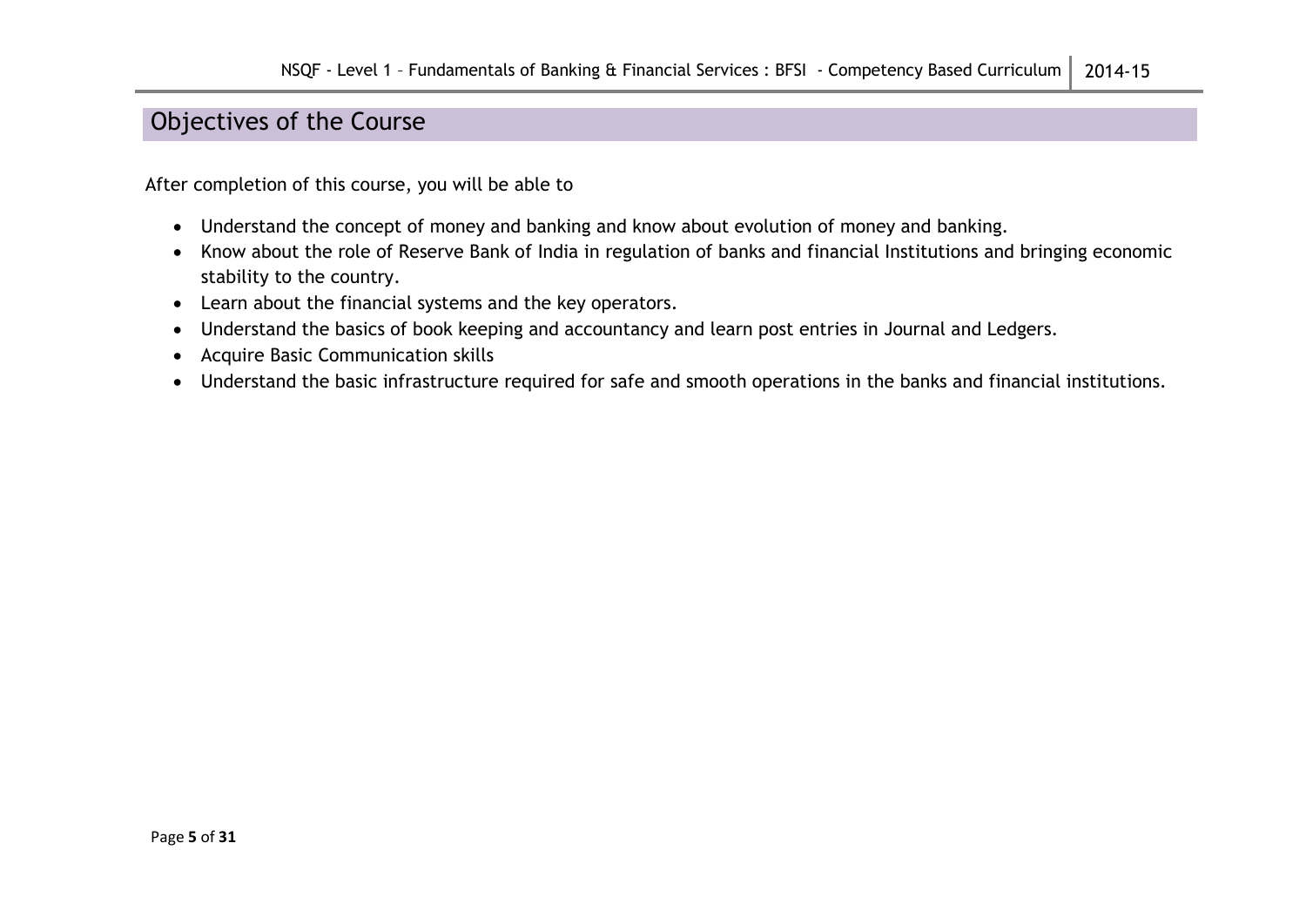## Objectives of the Course

After completion of this course, you will be able to

- Understand the concept of money and banking and know about evolution of money and banking.
- Know about the role of Reserve Bank of India in regulation of banks and financial Institutions and bringing economic stability to the country.
- Learn about the financial systems and the key operators.
- Understand the basics of book keeping and accountancy and learn post entries in Journal and Ledgers.
- Acquire Basic Communication skills
- Understand the basic infrastructure required for safe and smooth operations in the banks and financial institutions.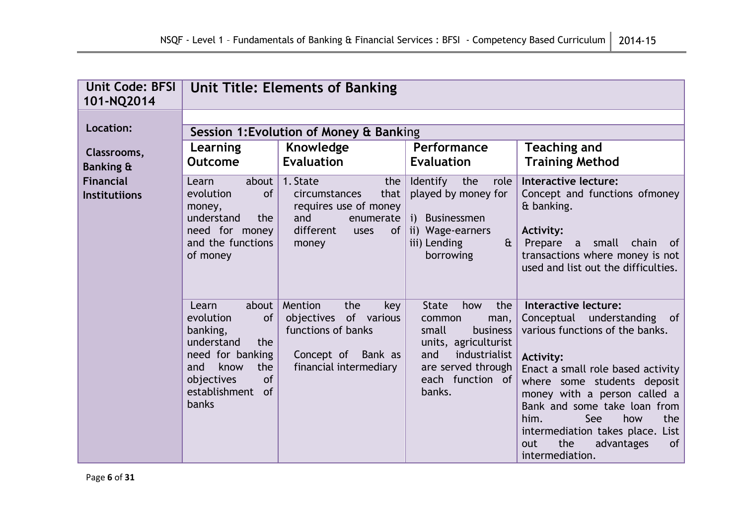| Unit Code: BFSI 101-NQ2014 | Unit Title: Elements of Banking | | | |
|---|---|---|---|---|
| **Location:** | | | | |
| **Classrooms, Banking & Financial Institutiions** | **Session 1:Evolution of Money & Banking** | | | |
| | **Learning Outcome** | **Knowledge Evaluation** | **Performance Evaluation** | **Teaching and Training Method** |
| | Learn about evolution of money, understand the need for money and the functions of money | 1. State the circumstances that requires use of money and enumerate different uses of money | Identify the role played by money for<br>i) Businessmen<br>ii) Wage-earners<br>iii) Lending & borrowing | **Interactive lecture:**<br>Concept and functions ofmoney & banking.<br><br>**Activity:**<br>Prepare a small chain of transactions where money is not used and list out the difficulties. |
| | Learn about evolution of banking, understand the need for banking and know the objectives of establishment of banks | Mention the key objectives of various functions of banks<br><br>Concept of Bank as financial intermediary | State how the common man, small business units, agriculturist and industrialist are served through each function of banks. | **Interactive lecture:**<br>Conceptual understanding of various functions of the banks.<br><br>**Activity:**<br>Enact a small role based activity where some students deposit money with a person called a Bank and some take loan from him. See how the intermediation takes place. List out the advantages of intermediation. |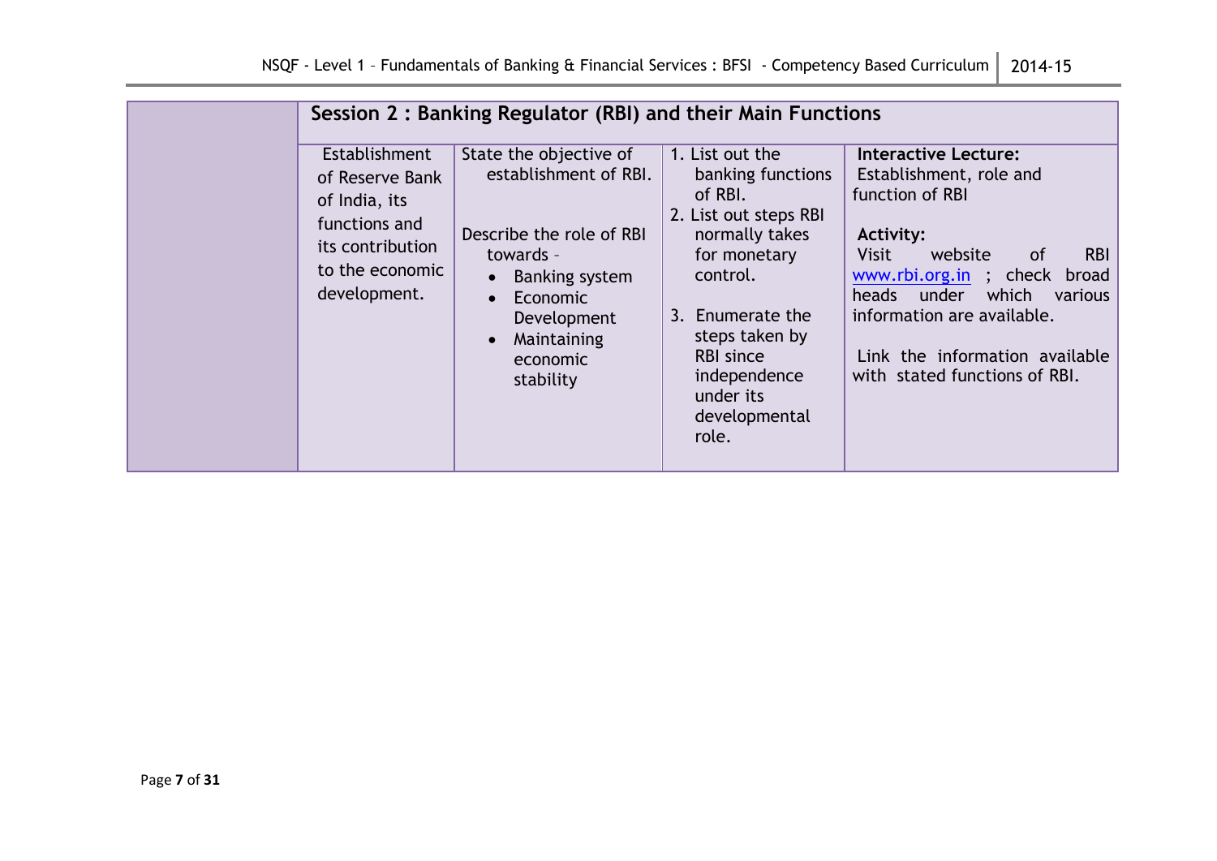| | Session 2 : Banking Regulator (RBI) and their Main Functions | | | |
|---|---|---|---|---|
| | Establishment of Reserve Bank of India, its functions and its contribution to the economic development. | State the objective of establishment of RBI.<br><br>Describe the role of RBI towards –<br>• Banking system<br>• Economic Development<br>• Maintaining economic stability | 1. List out the banking functions of RBI.<br>2. List out steps RBI normally takes for monetary control.<br><br>3. Enumerate the steps taken by RBI since independence under its developmental role. | **Interactive Lecture:** Establishment, role and function of RBI<br><br>**Activity:**<br>Visit website of RBI www.rbi.org.in ; check broad heads under which various information are available.<br><br>Link the information available with stated functions of RBI. |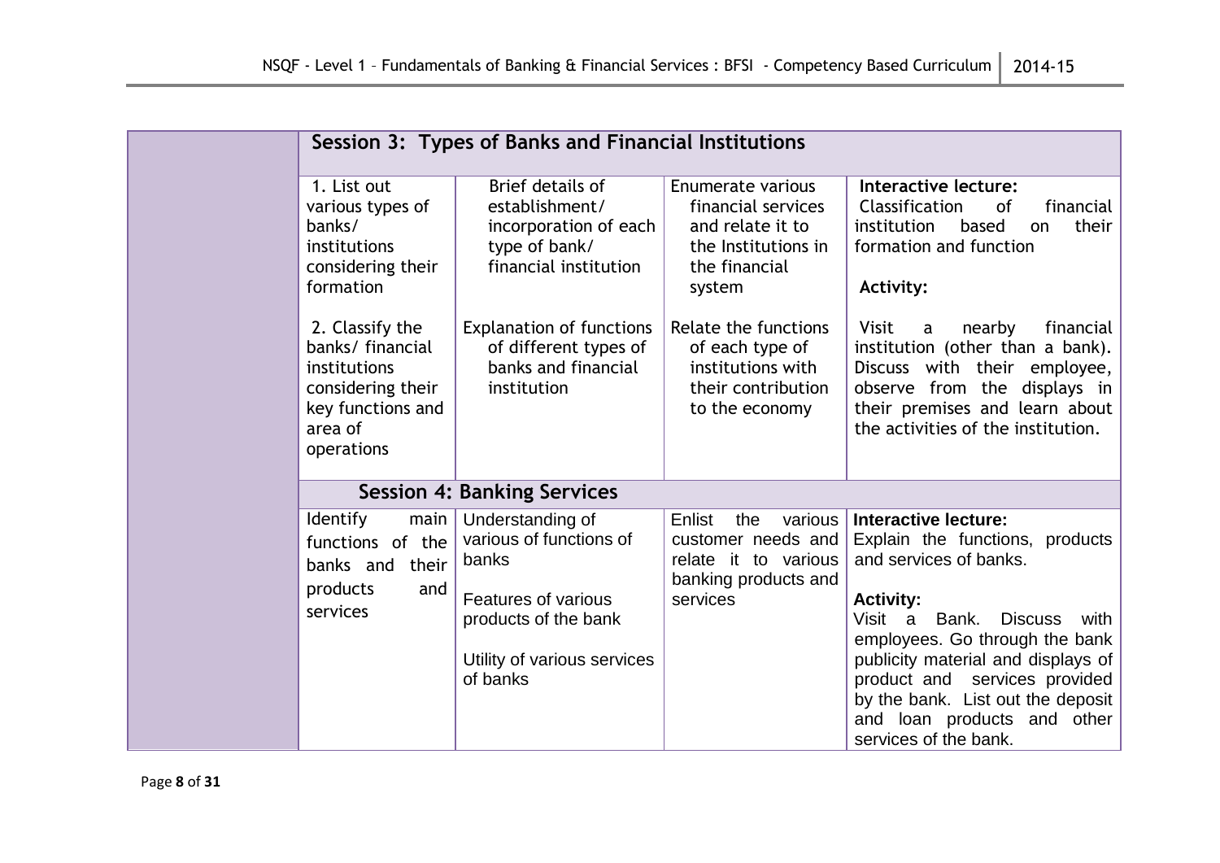| | | | | |
|---|---|---|---|---|
| | **Session 3: Types of Banks and Financial Institutions** | | | |
| | 1. List out various types of banks/ institutions considering their formation<br><br>2. Classify the banks/ financial institutions considering their key functions and area of operations | Brief details of establishment/ incorporation of each type of bank/ financial institution<br><br>Explanation of functions of different types of banks and financial institution | Enumerate various financial services and relate it to the Institutions in the financial system<br><br>Relate the functions of each type of institutions with their contribution to the economy | **Interactive lecture:** Classification of financial institution based on their formation and function<br><br>**Activity:**<br><br>Visit a nearby financial institution (other than a bank). Discuss with their employee, observe from the displays in their premises and learn about the activities of the institution. |
| | **Session 4: Banking Services** | | | |
| | Identify main functions of the banks and their products and services | Understanding of various of functions of banks<br><br>Features of various products of the bank<br><br>Utility of various services of banks | Enlist the various customer needs and relate it to various banking products and services | **Interactive lecture:** Explain the functions, products and services of banks.<br><br>**Activity:** Visit a Bank. Discuss with employees. Go through the bank publicity material and displays of product and services provided by the bank. List out the deposit and loan products and other services of the bank. |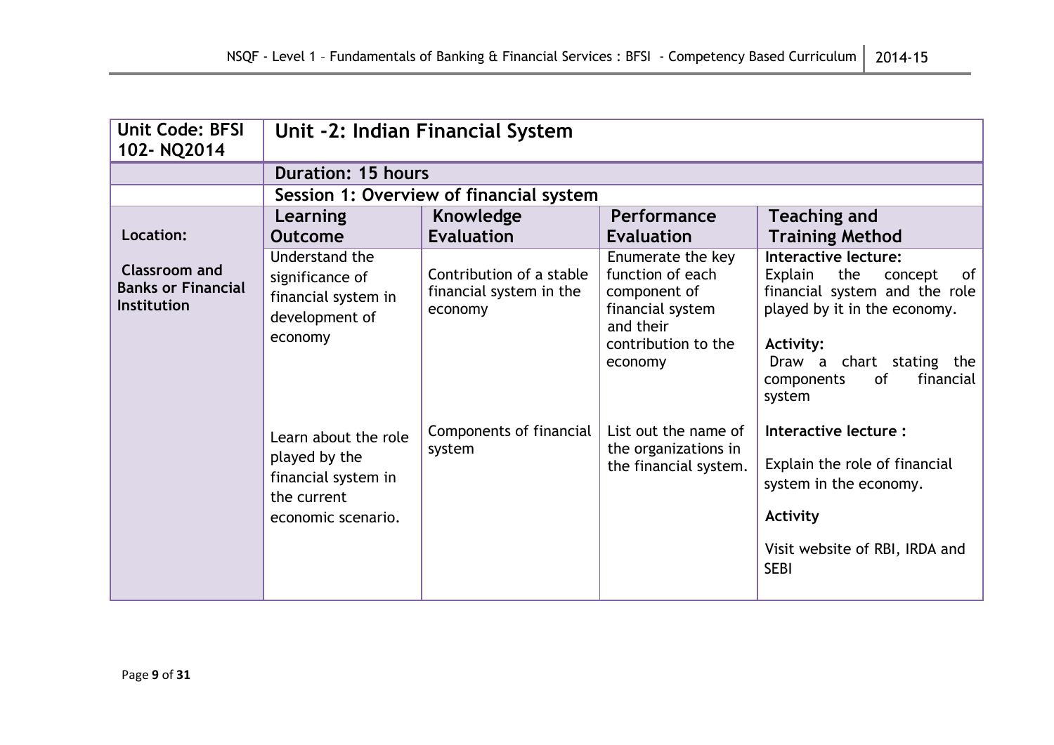| Unit Code: BFSI 102- NQ2014 | Unit -2: Indian Financial System | | | |
|---|---|---|---|---|
| | **Duration: 15 hours** | | | |
| | **Session 1: Overview of financial system** | | | |
| **Location:** | **Learning Outcome** | **Knowledge Evaluation** | **Performance Evaluation** | **Teaching and Training Method** |
| **Classroom and Banks or Financial Institution** | Understand the significance of financial system in development of economy | Contribution of a stable financial system in the economy | Enumerate the key function of each component of financial system and their contribution to the economy | **Interactive lecture:** Explain the concept of financial system and the role played by it in the economy.<br><br>**Activity:** Draw a chart stating the components of financial system |
| | Learn about the role played by the financial system in the current economic scenario. | Components of financial system | List out the name of the organizations in the financial system. | **Interactive lecture :**<br><br>Explain the role of financial system in the economy.<br><br>**Activity**<br><br>Visit website of RBI, IRDA and SEBI |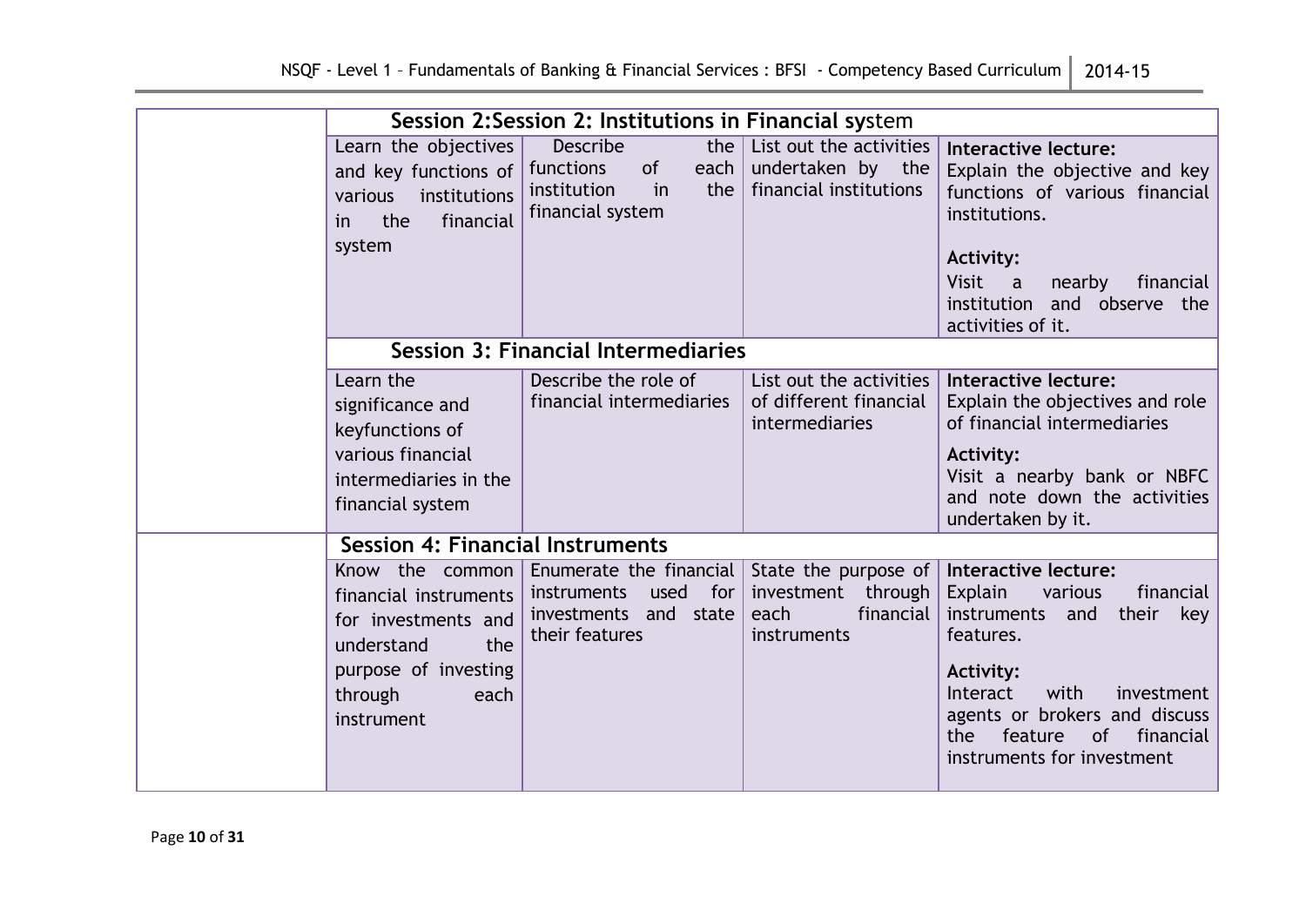| | | | | |
|---|---|---|---|---|
| | **Session 2:Session 2: Institutions in Financial system** | | | |
| | Learn the objectives and key functions of various institutions in the financial system | Describe the functions of each institution in the financial system | List out the activities undertaken by the financial institutions | **Interactive lecture:** Explain the objective and key functions of various financial institutions.<br><br>**Activity:** Visit a nearby financial institution and observe the activities of it. |
| | **Session 3: Financial Intermediaries** | | | |
| | Learn the significance and keyfunctions of various financial intermediaries in the financial system | Describe the role of financial intermediaries | List out the activities of different financial intermediaries | **Interactive lecture:** Explain the objectives and role of financial intermediaries<br><br>**Activity:** Visit a nearby bank or NBFC and note down the activities undertaken by it. |
| | **Session 4: Financial Instruments** | | | |
| | Know the common financial instruments for investments and understand the purpose of investing through each instrument | Enumerate the financial instruments used for investments and state their features | State the purpose of investment through each financial instruments | **Interactive lecture:** Explain various financial instruments and their key features.<br><br>**Activity:** Interact with investment agents or brokers and discuss the feature of financial instruments for investment |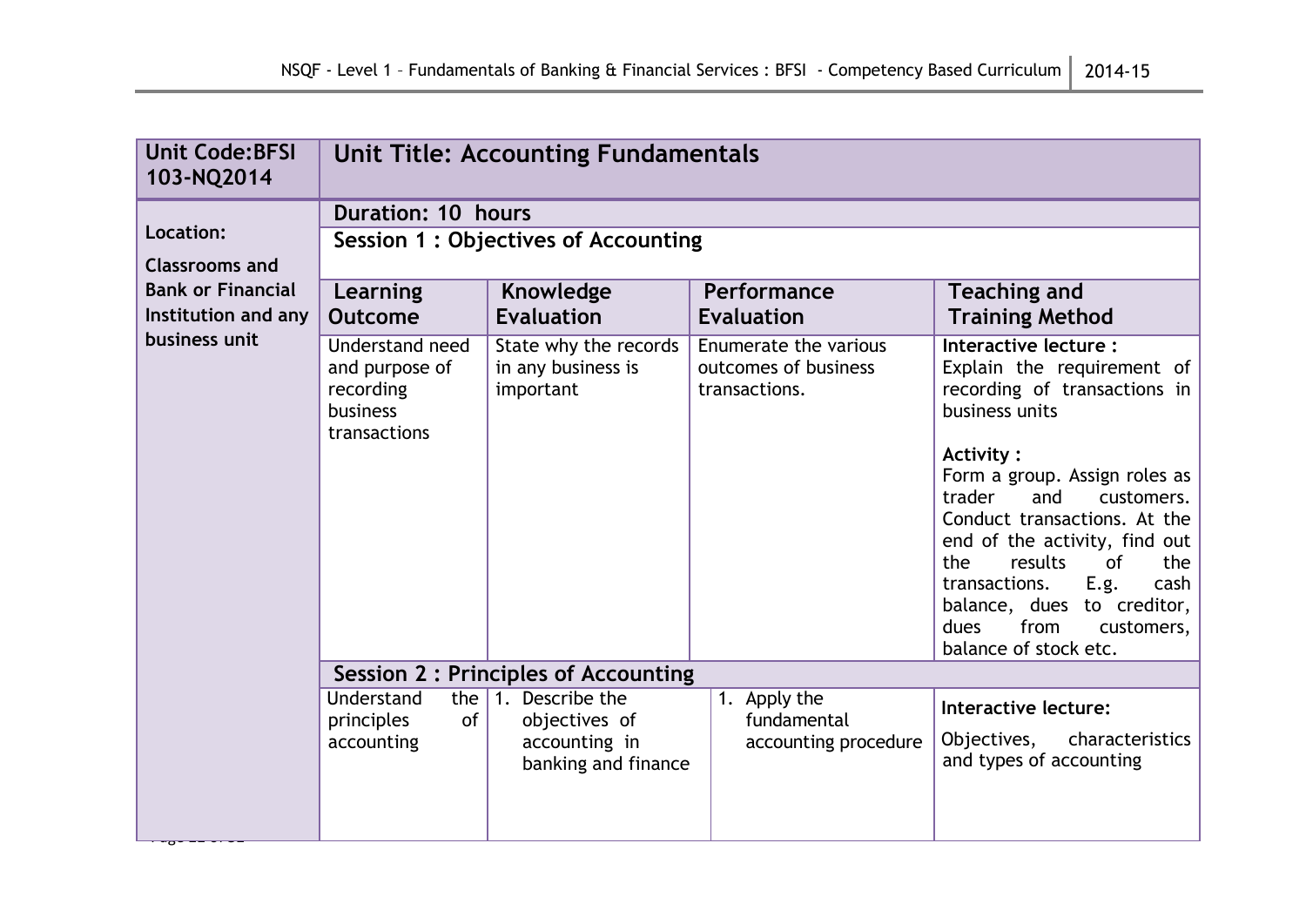| Unit Code:BFSI 103-NQ2014 | Unit Title: Accounting Fundamentals | | | |
|---|---|---|---|---|
| **Location:** Classrooms and Bank or Financial Institution and any business unit | **Duration: 10 hours** | | | |
| | **Session 1 : Objectives of Accounting** | | | |
| | **Learning Outcome** | **Knowledge Evaluation** | **Performance Evaluation** | **Teaching and Training Method** |
| | Understand need and purpose of recording business transactions | State why the records in any business is important | Enumerate the various outcomes of business transactions. | **Interactive lecture :** Explain the requirement of recording of transactions in business units<br><br>**Activity :** Form a group. Assign roles as trader and customers. Conduct transactions. At the end of the activity, find out the results of the transactions. E.g. cash balance, dues to creditor, dues from customers, balance of stock etc. |
| | **Session 2 : Principles of Accounting** | | | |
| | Understand the principles of accounting | 1. Describe the objectives of accounting in banking and finance | 1. Apply the fundamental accounting procedure | **Interactive lecture:** Objectives, characteristics and types of accounting |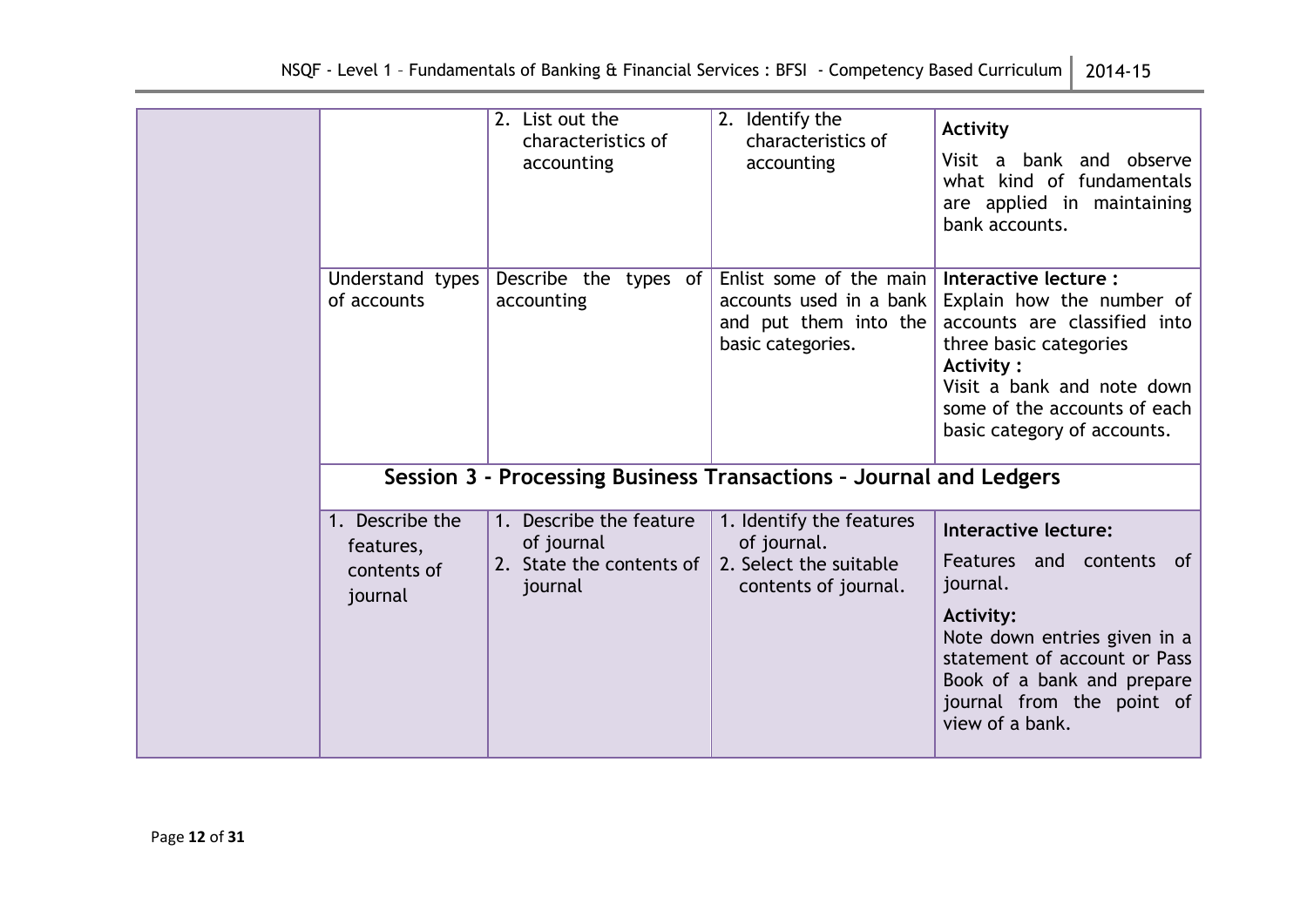| | | | | |
|---|---|---|---|---|
| | | 2. List out the characteristics of accounting | 2. Identify the characteristics of accounting | **Activity**<br>Visit a bank and observe what kind of fundamentals are applied in maintaining bank accounts. |
| | Understand types of accounts | Describe the types of accounting | Enlist some of the main accounts used in a bank and put them into the basic categories. | **Interactive lecture :**<br>Explain how the number of accounts are classified into three basic categories<br>**Activity :**<br>Visit a bank and note down some of the accounts of each basic category of accounts. |
| | **Session 3 - Processing Business Transactions – Journal and Ledgers** | | | |
| | 1. Describe the features, contents of journal | 1. Describe the feature of journal<br>2. State the contents of journal | 1. Identify the features of journal.<br>2. Select the suitable contents of journal. | **Interactive lecture:**<br>Features and contents of journal.<br>**Activity:**<br>Note down entries given in a statement of account or Pass Book of a bank and prepare journal from the point of view of a bank. |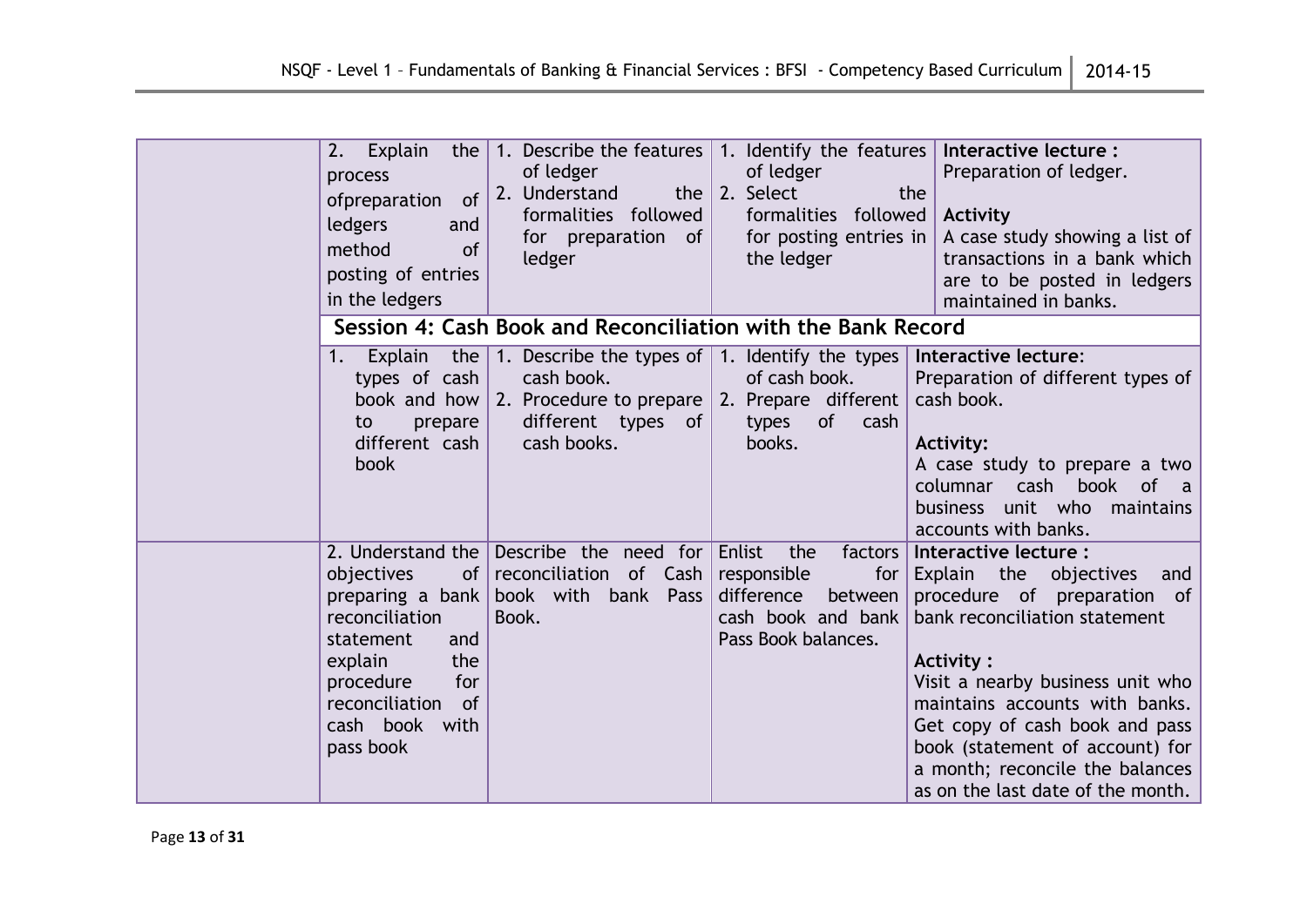| | | | | |
|---|---|---|---|---|
| | 2. Explain the process ofpreparation of ledgers and method of posting of entries in the ledgers | 1. Describe the features of ledger<br>2. Understand the formalities followed for preparation of ledger | 1. Identify the features of ledger<br>2. Select the formalities followed for posting entries in the ledger | **Interactive lecture :**<br>Preparation of ledger.<br><br>**Activity**<br>A case study showing a list of transactions in a bank which are to be posted in ledgers maintained in banks. |
| | **Session 4: Cash Book and Reconciliation with the Bank Record** | | | |
| | 1. Explain the types of cash book and how to prepare different cash book | 1. Describe the types of cash book.<br>2. Procedure to prepare different types of cash books. | 1. Identify the types of cash book.<br>2. Prepare different types of cash books. | **Interactive lecture**:<br>Preparation of different types of cash book.<br><br>**Activity:**<br>A case study to prepare a two columnar cash book of a business unit who maintains accounts with banks. |
| | 2. Understand the objectives of preparing a bank reconciliation statement and explain the procedure for reconciliation of cash book with pass book | Describe the need for reconciliation of Cash book with bank Pass Book. | Enlist the factors responsible for difference between cash book and bank Pass Book balances. | **Interactive lecture :**<br>Explain the objectives and procedure of preparation of bank reconciliation statement<br><br>**Activity :**<br>Visit a nearby business unit who maintains accounts with banks. Get copy of cash book and pass book (statement of account) for a month; reconcile the balances as on the last date of the month. |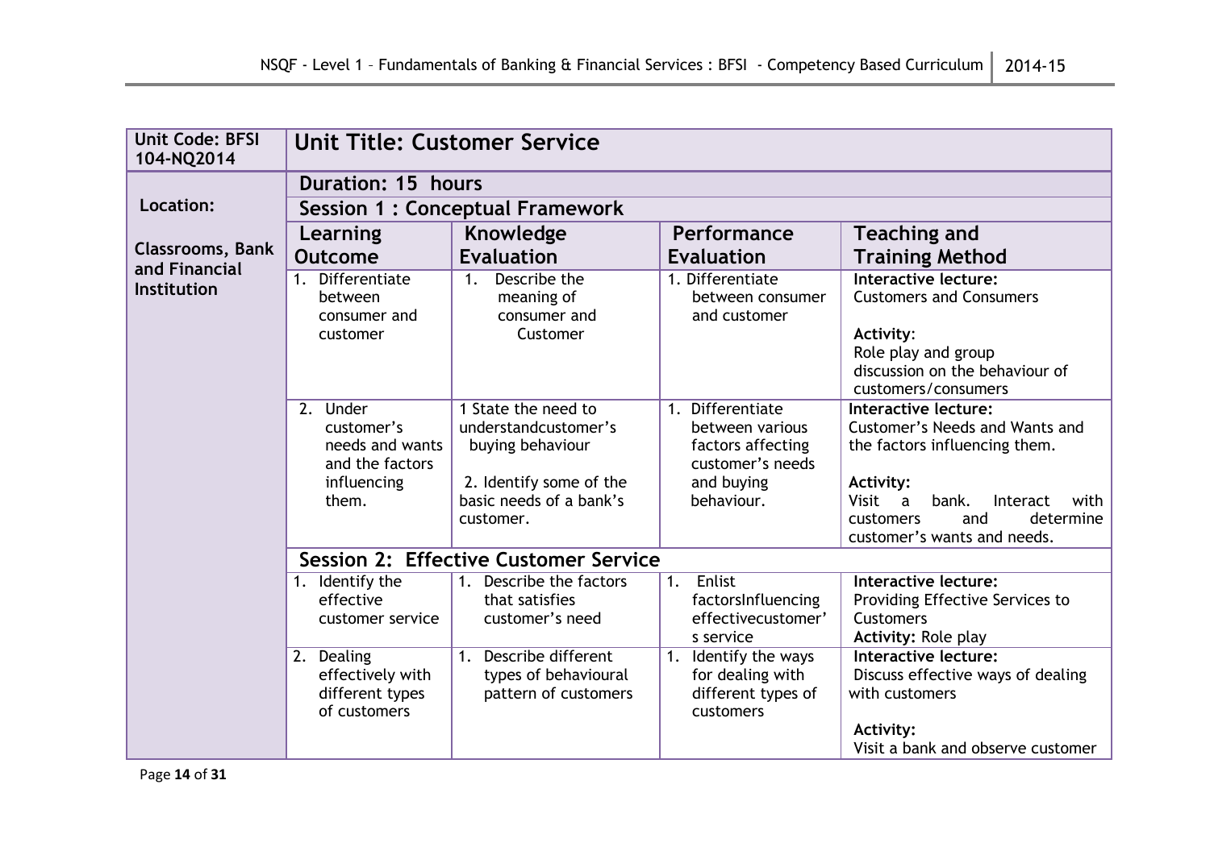| Unit Code: BFSI 104-NQ2014 | Unit Title: Customer Service | | | |
|---|---|---|---|---|
| **Location:** **Classrooms, Bank and Financial Institution** | **Duration: 15 hours** | | | |
| | **Session 1 : Conceptual Framework** | | | |
| | **Learning Outcome** | **Knowledge Evaluation** | **Performance Evaluation** | **Teaching and Training Method** |
| | 1. Differentiate between consumer and customer | 1. Describe the meaning of consumer and Customer | 1. Differentiate between consumer and customer | **Interactive lecture:** Customers and Consumers<br><br>**Activity:** Role play and group discussion on the behaviour of customers/consumers |
| | 2. Under customer's needs and wants and the factors influencing them. | 1 State the need to understandcustomer's buying behaviour<br><br>2. Identify some of the basic needs of a bank's customer. | 1. Differentiate between various factors affecting customer's needs and buying behaviour. | **Interactive lecture:** Customer's Needs and Wants and the factors influencing them.<br><br>**Activity:** Visit a bank. Interact with customers and determine customer's wants and needs. |
| | **Session 2: Effective Customer Service** | | | |
| | 1. Identify the effective customer service | 1. Describe the factors that satisfies customer's need | 1. Enlist factorsInfluencing effectivecustomer's service | **Interactive lecture:** Providing Effective Services to Customers<br>**Activity:** Role play |
| | 2. Dealing effectively with different types of customers | 1. Describe different types of behavioural pattern of customers | 1. Identify the ways for dealing with different types of customers | **Interactive lecture:** Discuss effective ways of dealing with customers<br><br>**Activity:** Visit a bank and observe customer |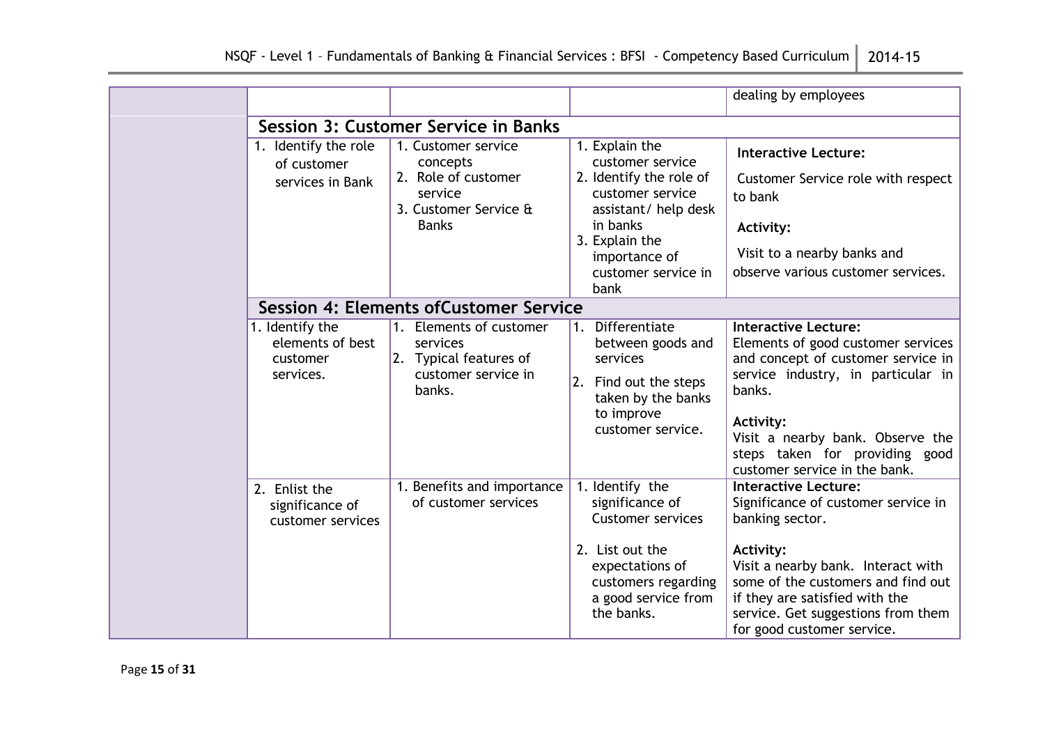| | | | | |
|---|---|---|---|---|
| | | | | dealing by employees |
| | **Session 3: Customer Service in Banks** | | | |
| | 1. Identify the role of customer services in Bank | 1. Customer service concepts<br>2. Role of customer service<br>3. Customer Service & Banks | 1. Explain the customer service<br>2. Identify the role of customer service assistant/ help desk in banks<br>3. Explain the importance of customer service in bank | **Interactive Lecture:**<br>Customer Service role with respect to bank<br>**Activity:**<br>Visit to a nearby banks and observe various customer services. |
| | **Session 4: Elements ofCustomer Service** | | | |
| | 1. Identify the elements of best customer services. | 1. Elements of customer services<br>2. Typical features of customer service in banks. | 1. Differentiate between goods and services<br>2. Find out the steps taken by the banks to improve customer service. | **Interactive Lecture:**<br>Elements of good customer services and concept of customer service in service industry, in particular in banks.<br>**Activity:**<br>Visit a nearby bank. Observe the steps taken for providing good customer service in the bank. |
| | 2. Enlist the significance of customer services | 1. Benefits and importance of customer services | 1. Identify the significance of Customer services<br>2. List out the expectations of customers regarding a good service from the banks. | **Interactive Lecture:**<br>Significance of customer service in banking sector.<br>**Activity:**<br>Visit a nearby bank. Interact with some of the customers and find out if they are satisfied with the service. Get suggestions from them for good customer service. |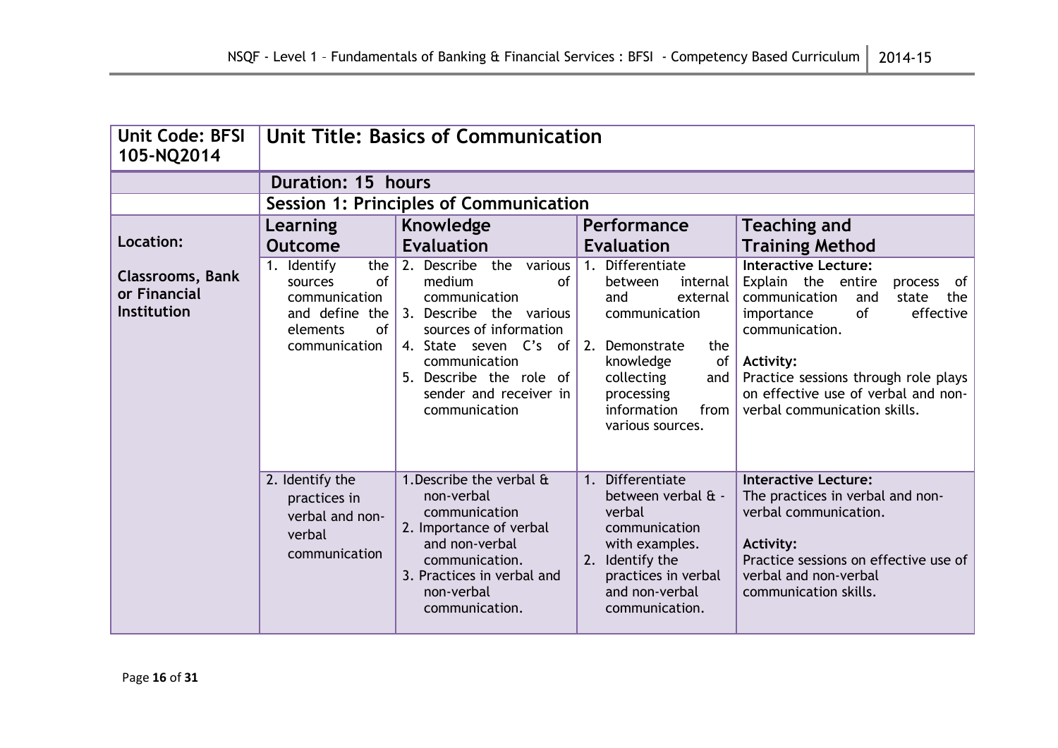| Unit Code: BFSI 105-NQ2014 | Unit Title: Basics of Communication | | | |
|---|---|---|---|---|
| | **Duration: 15 hours** | | | |
| | **Session 1: Principles of Communication** | | | |
| **Location:** | **Learning Outcome** | **Knowledge Evaluation** | **Performance Evaluation** | **Teaching and Training Method** |
| **Classrooms, Bank or Financial Institution** | 1. Identify the sources of communication and define the elements of communication | 2. Describe the various medium of communication<br>3. Describe the various sources of information<br>4. State seven C's of communication<br>5. Describe the role of sender and receiver in communication | 1. Differentiate between internal and external communication<br>2. Demonstrate the knowledge of collecting and processing information from various sources. | **Interactive Lecture:**<br>Explain the entire process of communication and state the importance of effective communication.<br>**Activity:**<br>Practice sessions through role plays on effective use of verbal and non-verbal communication skills. |
| | 2. Identify the practices in verbal and non-verbal communication | 1. Describe the verbal & non-verbal communication<br>2. Importance of verbal and non-verbal communication.<br>3. Practices in verbal and non-verbal communication. | 1. Differentiate between verbal & -verbal communication with examples.<br>2. Identify the practices in verbal and non-verbal communication. | **Interactive Lecture:**<br>The practices in verbal and non-verbal communication.<br>**Activity:**<br>Practice sessions on effective use of verbal and non-verbal communication skills. |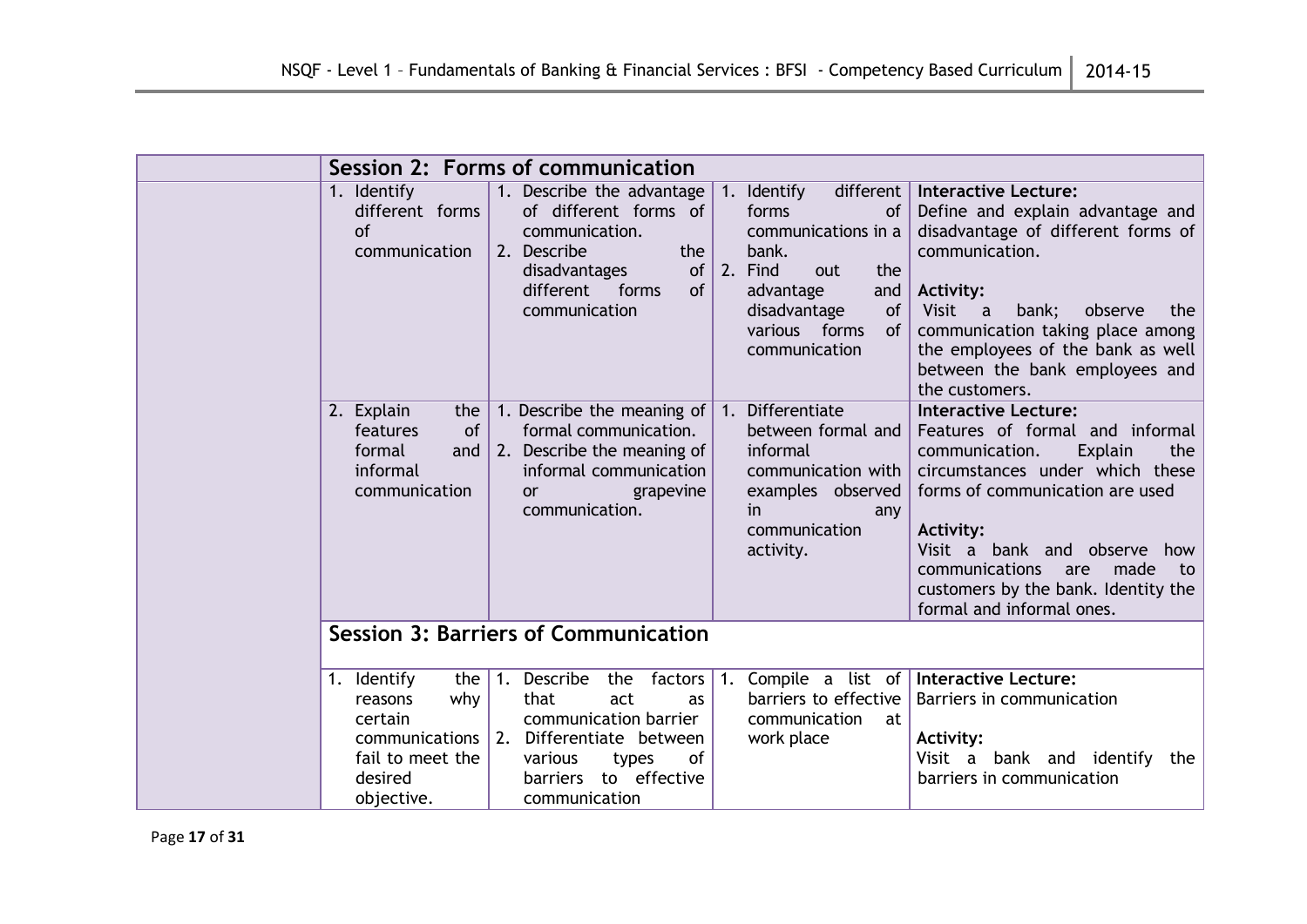| | Session 2: Forms of communication | | | |
|---|---|---|---|---|
| | 1. Identify different forms of communication | 1. Describe the advantage of different forms of communication.<br>2. Describe the disadvantages of different forms of communication | 1. Identify different forms of communications in a bank.<br>2. Find out the advantage and disadvantage of various forms of communication | **Interactive Lecture:**<br>Define and explain advantage and disadvantage of different forms of communication.<br><br>**Activity:**<br>Visit a bank; observe the communication taking place among the employees of the bank as well between the bank employees and the customers. |
| | 2. Explain the features of formal and informal communication | 1. Describe the meaning of formal communication.<br>2. Describe the meaning of informal communication or grapevine communication. | 1. Differentiate between formal and informal communication with examples observed in any communication activity. | **Interactive Lecture:**<br>Features of formal and informal communication. Explain the circumstances under which these forms of communication are used<br><br>**Activity:**<br>Visit a bank and observe how communications are made to customers by the bank. Identity the formal and informal ones. |
| | **Session 3: Barriers of Communication** | | | |
| | 1. Identify the reasons why certain communications fail to meet the desired objective. | 1. Describe the factors that act as communication barrier<br>2. Differentiate between various types of barriers to effective communication | 1. Compile a list of barriers to effective communication at work place | **Interactive Lecture:**<br>Barriers in communication<br><br>**Activity:**<br>Visit a bank and identify the barriers in communication |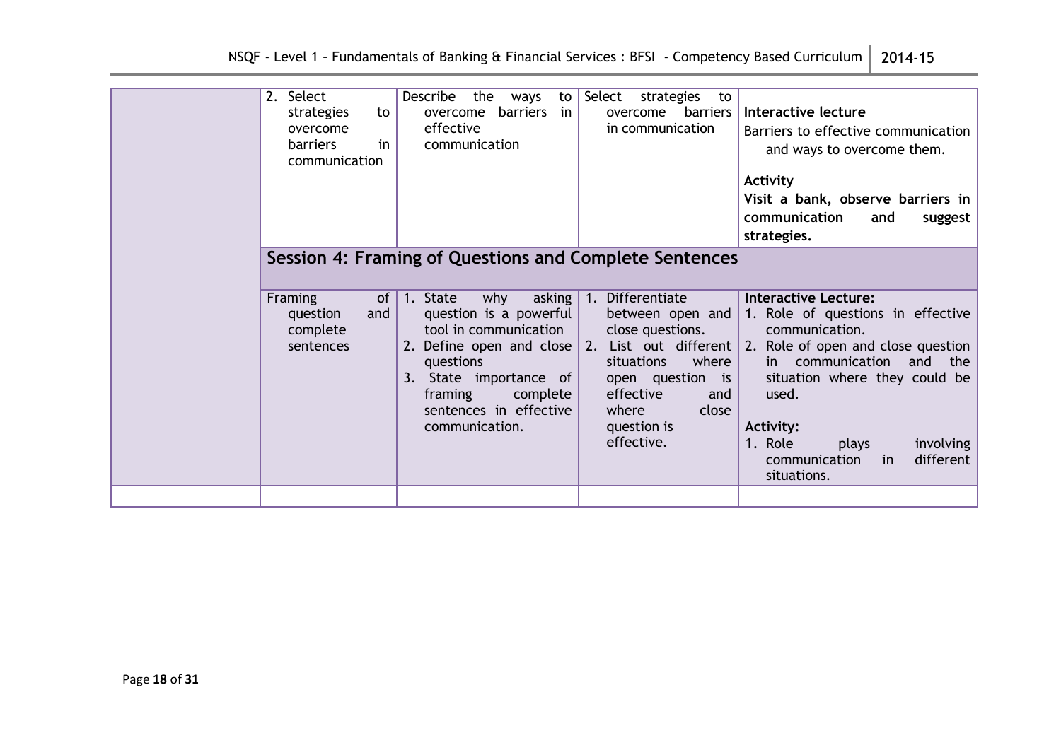| | | | | |
|---|---|---|---|---|
| | 2. Select strategies to overcome barriers in communication | Describe the ways to overcome barriers in effective communication | Select strategies to overcome barriers in communication | **Interactive lecture**<br>Barriers to effective communication and ways to overcome them.<br><br>**Activity**<br>**Visit a bank, observe barriers in communication and suggest strategies.** |
| | **Session 4: Framing of Questions and Complete Sentences** | | | |
| | Framing of question and complete sentences | 1. State why asking question is a powerful tool in communication<br>2. Define open and close questions<br>3. State importance of framing complete sentences in effective communication. | 1. Differentiate between open and close questions.<br>2. List out different situations where open question is effective and where close question is effective. | **Interactive Lecture:**<br>1. Role of questions in effective communication.<br>2. Role of open and close question in communication and the situation where they could be used.<br><br>**Activity:**<br>1. Role plays involving communication in different situations. |
| | | | | |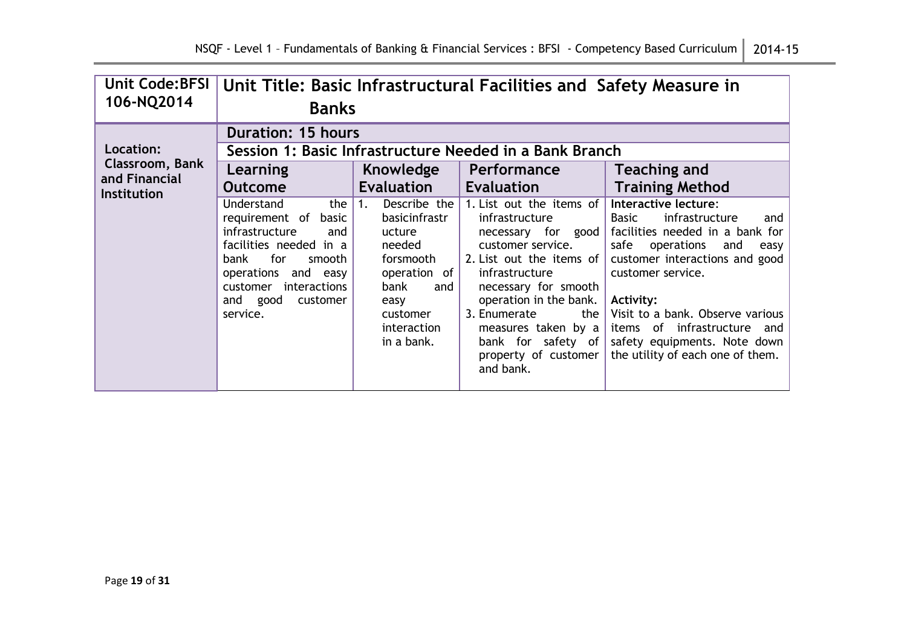| Unit Code:BFSI 106-NQ2014 | Unit Title: Basic Infrastructural Facilities and Safety Measure in Banks | | | |
|---|---|---|---|---|
| Location: Classroom, Bank and Financial Institution | Duration: 15 hours | | | |
| | Session 1: Basic Infrastructure Needed in a Bank Branch | | | |
| | **Learning Outcome** | **Knowledge Evaluation** | **Performance Evaluation** | **Teaching and Training Method** |
| | Understand the requirement of basic infrastructure and facilities needed in a bank for smooth operations and easy customer interactions and good customer service. | 1. Describe the basicinfrastructure needed forsmooth operation of bank and easy customer interaction in a bank. | 1. List out the items of infrastructure necessary for good customer service.<br>2. List out the items of infrastructure necessary for smooth operation in the bank.<br>3. Enumerate the measures taken by a bank for safety of property of customer and bank. | **Interactive lecture**: Basic infrastructure and facilities needed in a bank for safe operations and easy customer interactions and good customer service.<br><br>**Activity:**<br>Visit to a bank. Observe various items of infrastructure and safety equipments. Note down the utility of each one of them. |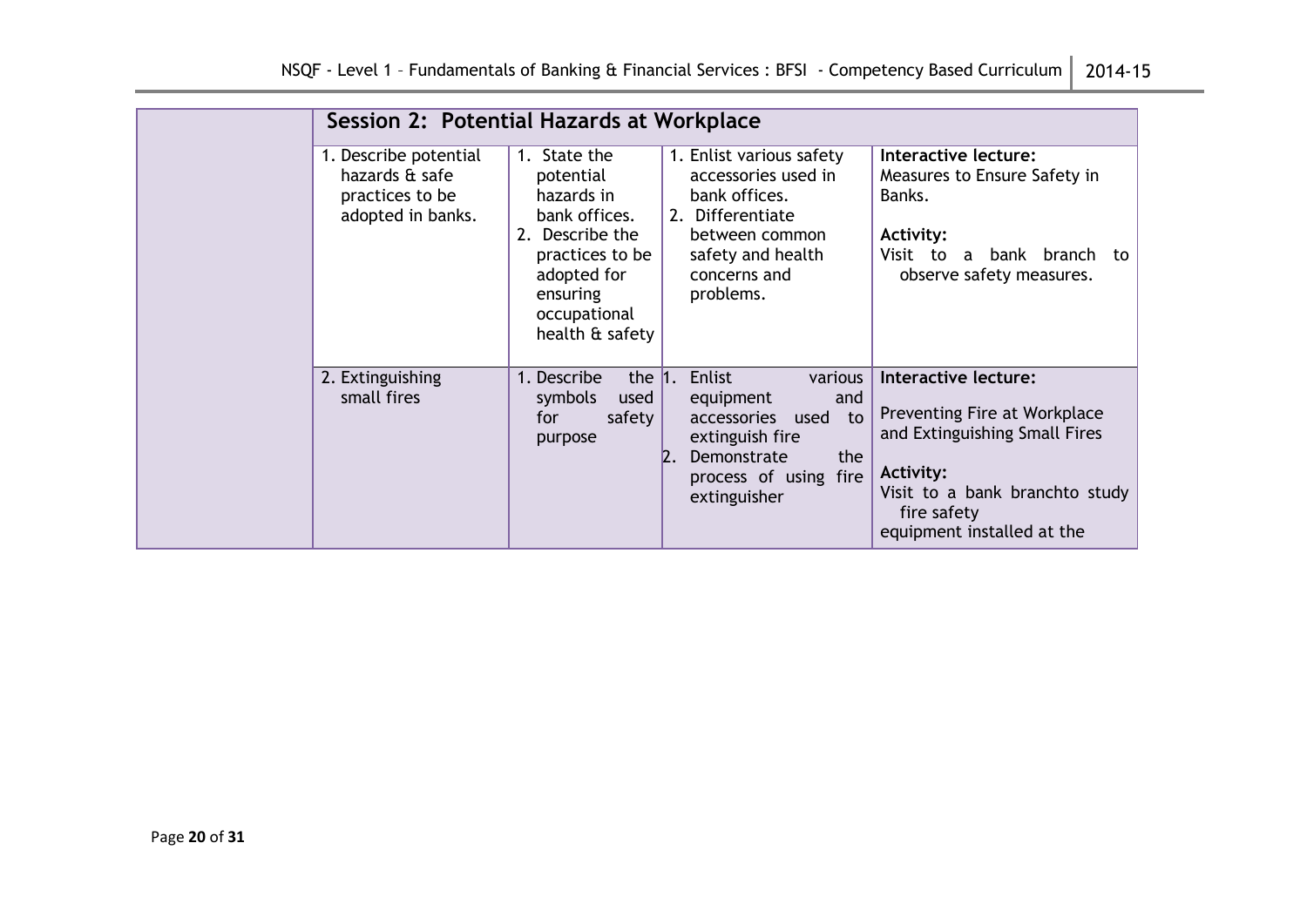| | Session 2: Potential Hazards at Workplace | | | |
|---|---|---|---|---|
| | 1. Describe potential hazards & safe practices to be adopted in banks. | 1. State the potential hazards in bank offices.<br>2. Describe the practices to be adopted for ensuring occupational health & safety | 1. Enlist various safety accessories used in bank offices.<br>2. Differentiate between common safety and health concerns and problems. | **Interactive lecture:**<br>Measures to Ensure Safety in Banks.<br><br>**Activity:**<br>Visit to a bank branch to observe safety measures. |
| | 2. Extinguishing small fires | 1. Describe the symbols used for safety purpose | 1. Enlist various equipment and accessories used to extinguish fire<br>2. Demonstrate the process of using fire extinguisher | **Interactive lecture:**<br><br>Preventing Fire at Workplace and Extinguishing Small Fires<br><br>**Activity:**<br>Visit to a bank branchto study fire safety equipment installed at the |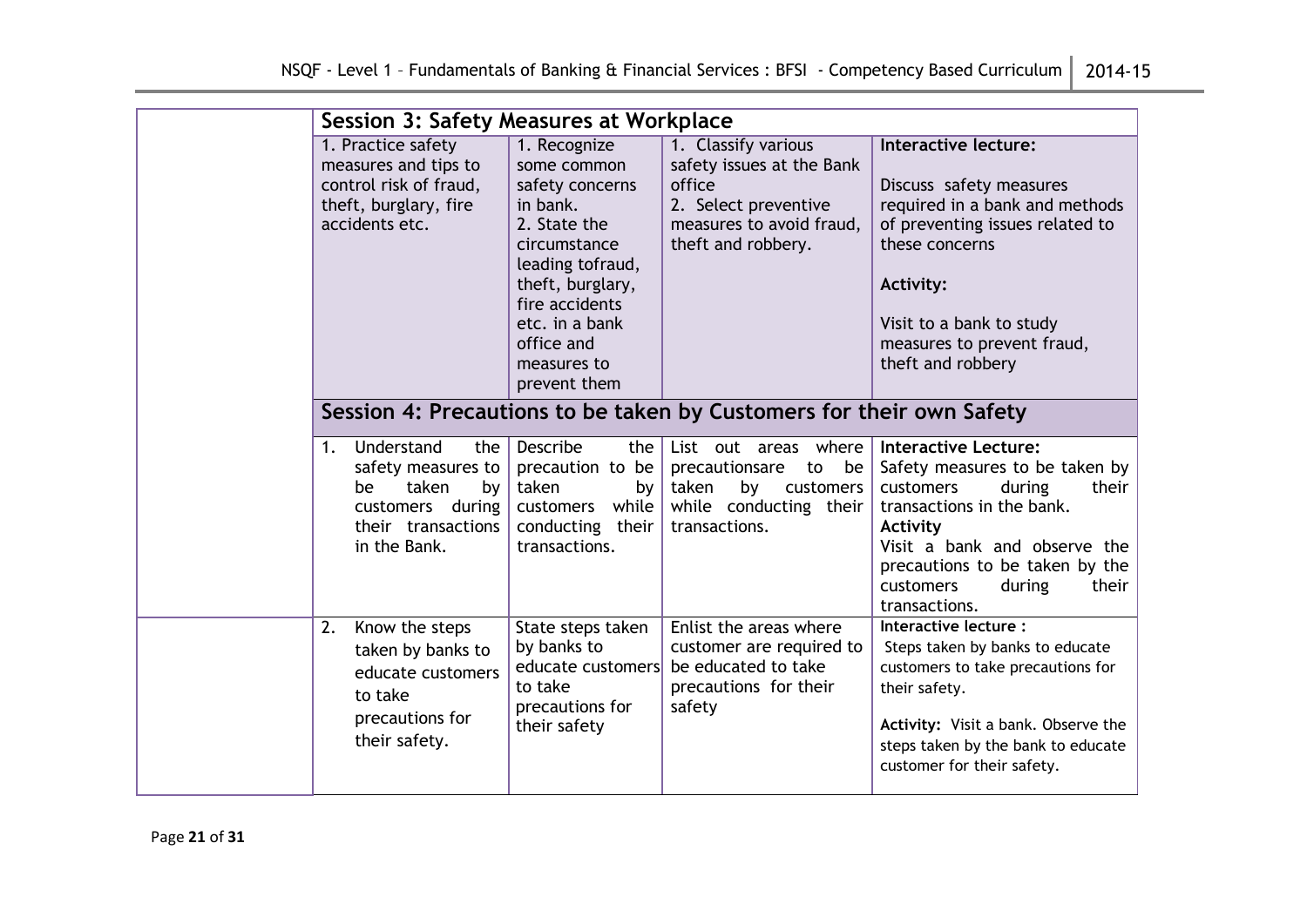| | Session 3: Safety Measures at Workplace | | | |
|---|---|---|---|---|
| | 1. Practice safety measures and tips to control risk of fraud, theft, burglary, fire accidents etc. | 1. Recognize some common safety concerns in bank.<br>2. State the circumstance leading tofraud, theft, burglary, fire accidents etc. in a bank office and measures to prevent them | 1. Classify various safety issues at the Bank office<br>2. Select preventive measures to avoid fraud, theft and robbery. | **Interactive lecture:**<br><br>Discuss safety measures required in a bank and methods of preventing issues related to these concerns<br><br>**Activity:**<br><br>Visit to a bank to study measures to prevent fraud, theft and robbery |
| | **Session 4: Precautions to be taken by Customers for their own Safety** | | | |
| | 1. Understand the safety measures to be taken by customers during their transactions in the Bank. | Describe the precaution to be taken by customers while conducting their transactions. | List out areas where precautionsare to be taken by customers while conducting their transactions. | **Interactive Lecture:**<br>Safety measures to be taken by customers during their transactions in the bank.<br>**Activity**<br>Visit a bank and observe the precautions to be taken by the customers during their transactions. |
| | 2. Know the steps taken by banks to educate customers to take precautions for their safety. | State steps taken by banks to educate customers to take precautions for their safety | Enlist the areas where customer are required to be educated to take precautions for their safety | **Interactive lecture :**<br>Steps taken by banks to educate customers to take precautions for their safety.<br><br>**Activity:** Visit a bank. Observe the steps taken by the bank to educate customer for their safety. |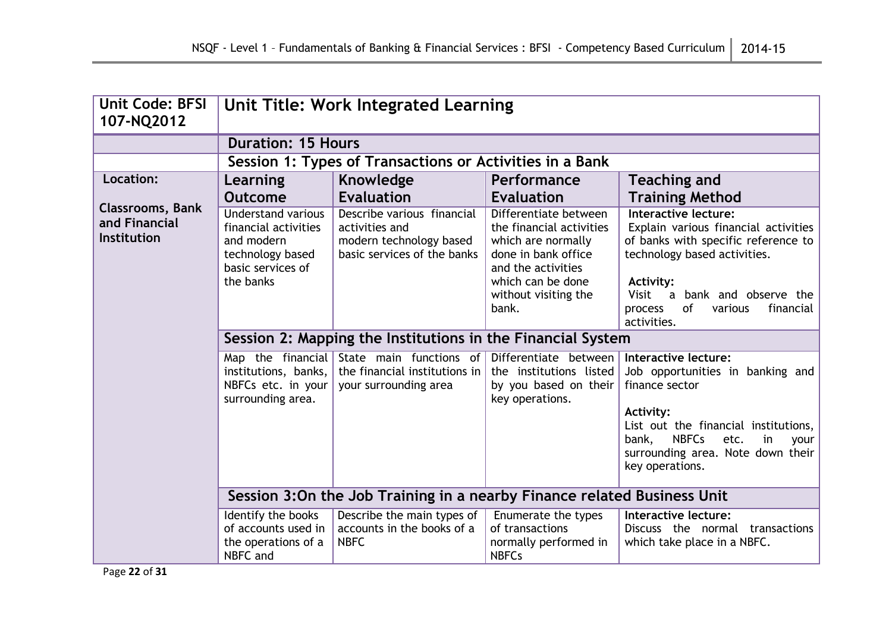| Unit Code: BFSI 107-NQ2012 | Unit Title: Work Integrated Learning | | | |
|---|---|---|---|---|
| | **Duration: 15 Hours** | | | |
| | **Session 1: Types of Transactions or Activities in a Bank** | | | |
| **Location:**<br><br>**Classrooms, Bank and Financial Institution** | **Learning Outcome** | **Knowledge Evaluation** | **Performance Evaluation** | **Teaching and Training Method** |
| | Understand various financial activities and modern technology based basic services of the banks | Describe various financial activities and modern technology based basic services of the banks | Differentiate between the financial activities which are normally done in bank office and the activities which can be done without visiting the bank. | **Interactive lecture:** Explain various financial activities of banks with specific reference to technology based activities.<br><br>**Activity:** Visit a bank and observe the process of various financial activities. |
| | **Session 2: Mapping the Institutions in the Financial System** | | | |
| | Map the financial institutions, banks, NBFCs etc. in your surrounding area. | State main functions of the financial institutions in your surrounding area | Differentiate between the institutions listed by you based on their key operations. | **Interactive lecture:** Job opportunities in banking and finance sector<br><br>**Activity:** List out the financial institutions, bank, NBFCs etc. in your surrounding area. Note down their key operations. |
| | **Session 3: On the Job Training in a nearby Finance related Business Unit** | | | |
| | Identify the books of accounts used in the operations of a NBFC and | Describe the main types of accounts in the books of a NBFC | Enumerate the types of transactions normally performed in NBFCs | **Interactive lecture:** Discuss the normal transactions which take place in a NBFC. |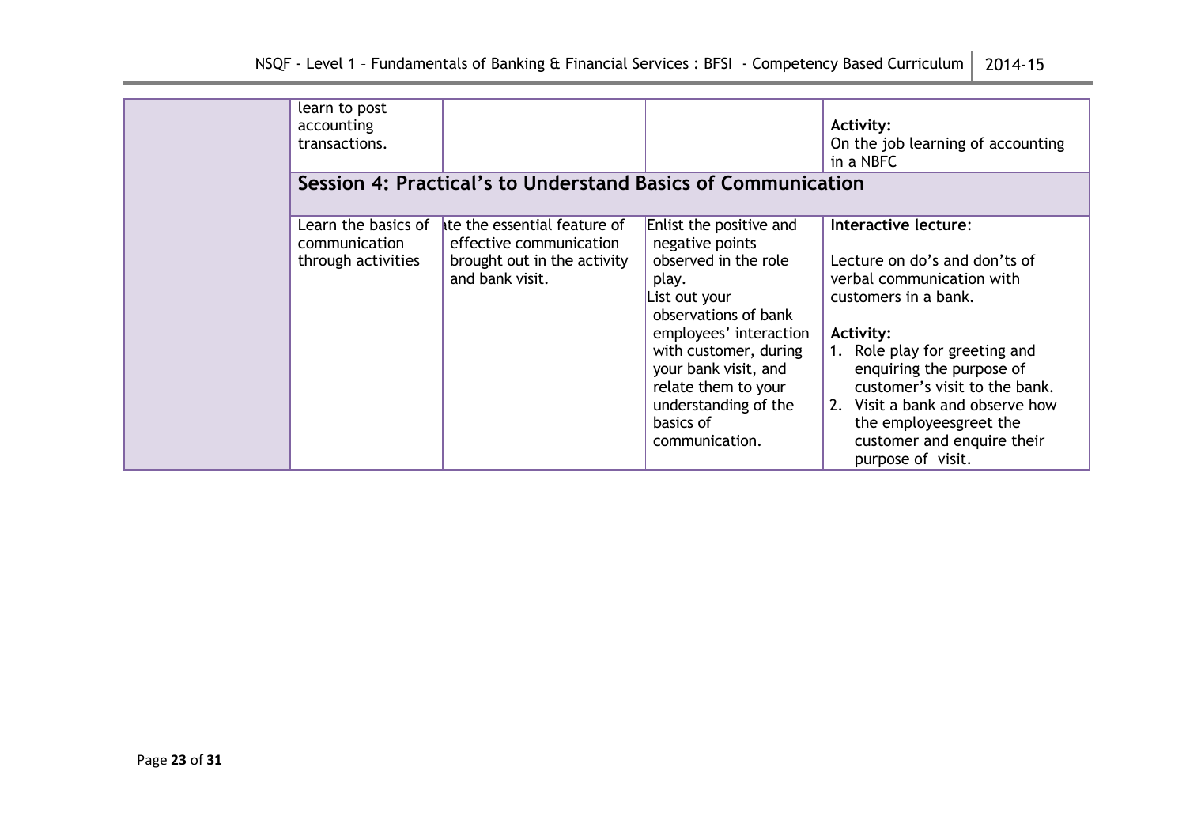| | | | | |
|---|---|---|---|---|
| | learn to post accounting transactions. | | | **Activity:**<br>On the job learning of accounting in a NBFC |
| | **Session 4: Practical's to Understand Basics of Communication** | | | |
| | Learn the basics of communication through activities | ıte the essential feature of effective communication brought out in the activity and bank visit. | Enlist the positive and negative points observed in the role play.<br>List out your observations of bank employees' interaction with customer, during your bank visit, and relate them to your understanding of the basics of communication. | **Interactive lecture**:<br><br>Lecture on do's and don'ts of verbal communication with customers in a bank.<br><br>**Activity:**<br>1. Role play for greeting and enquiring the purpose of customer's visit to the bank.<br>2. Visit a bank and observe how the employeesgreet the customer and enquire their purpose of visit. |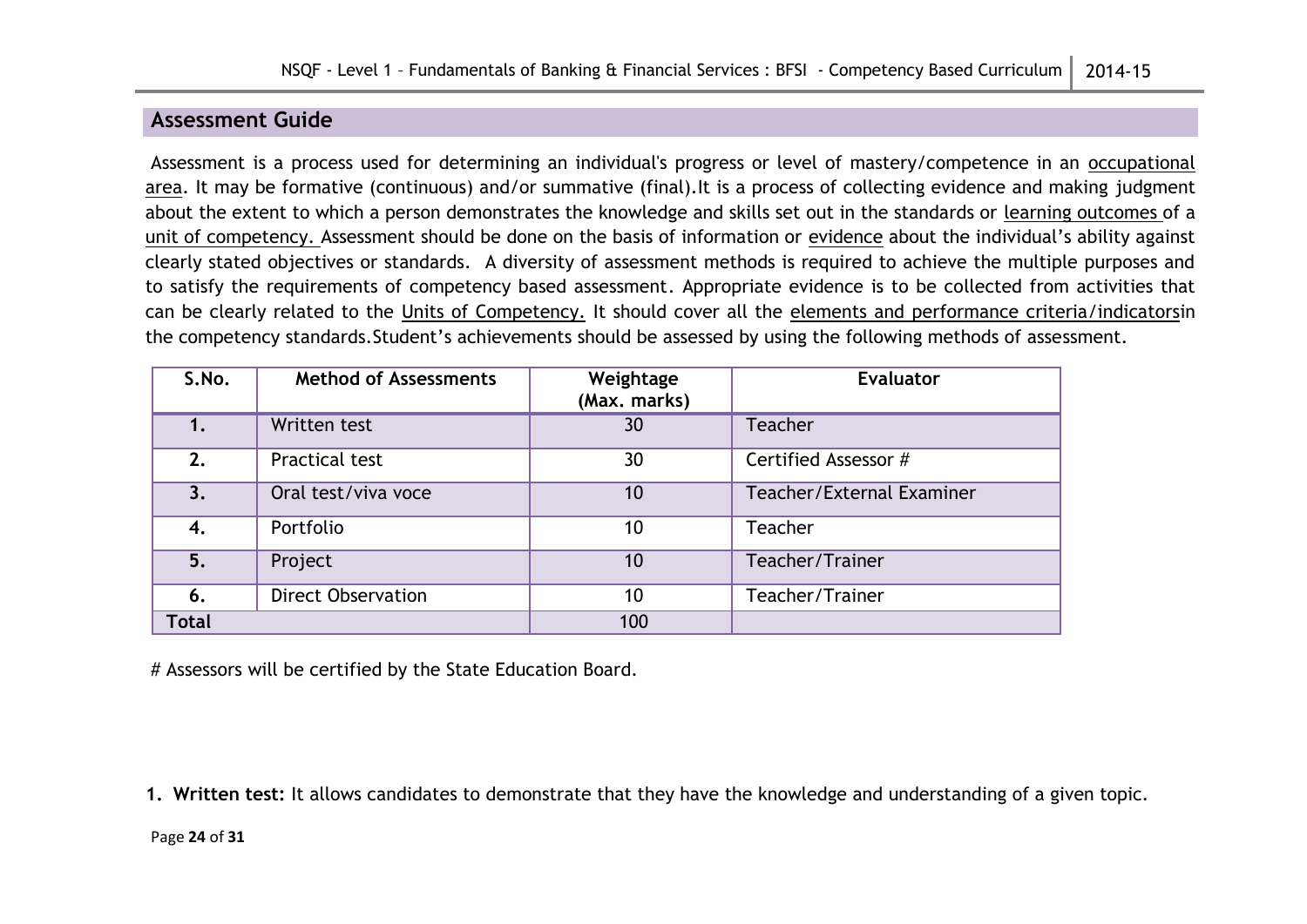## Assessment Guide

Assessment is a process used for determining an individual's progress or level of mastery/competence in an occupational area. It may be formative (continuous) and/or summative (final).It is a process of collecting evidence and making judgment about the extent to which a person demonstrates the knowledge and skills set out in the standards or learning outcomes of a unit of competency. Assessment should be done on the basis of information or evidence about the individual's ability against clearly stated objectives or standards. A diversity of assessment methods is required to achieve the multiple purposes and to satisfy the requirements of competency based assessment. Appropriate evidence is to be collected from activities that can be clearly related to the Units of Competency. It should cover all the elements and performance criteria/indicatorsin the competency standards.Student's achievements should be assessed by using the following methods of assessment.

| S.No. | Method of Assessments | Weightage (Max. marks) | Evaluator |
|---|---|---|---|
| 1. | Written test | 30 | Teacher |
| 2. | Practical test | 30 | Certified Assessor # |
| 3. | Oral test/viva voce | 10 | Teacher/External Examiner |
| 4. | Portfolio | 10 | Teacher |
| 5. | Project | 10 | Teacher/Trainer |
| 6. | Direct Observation | 10 | Teacher/Trainer |
| **Total** | | 100 | |

# Assessors will be certified by the State Education Board.

1. **Written test:** It allows candidates to demonstrate that they have the knowledge and understanding of a given topic.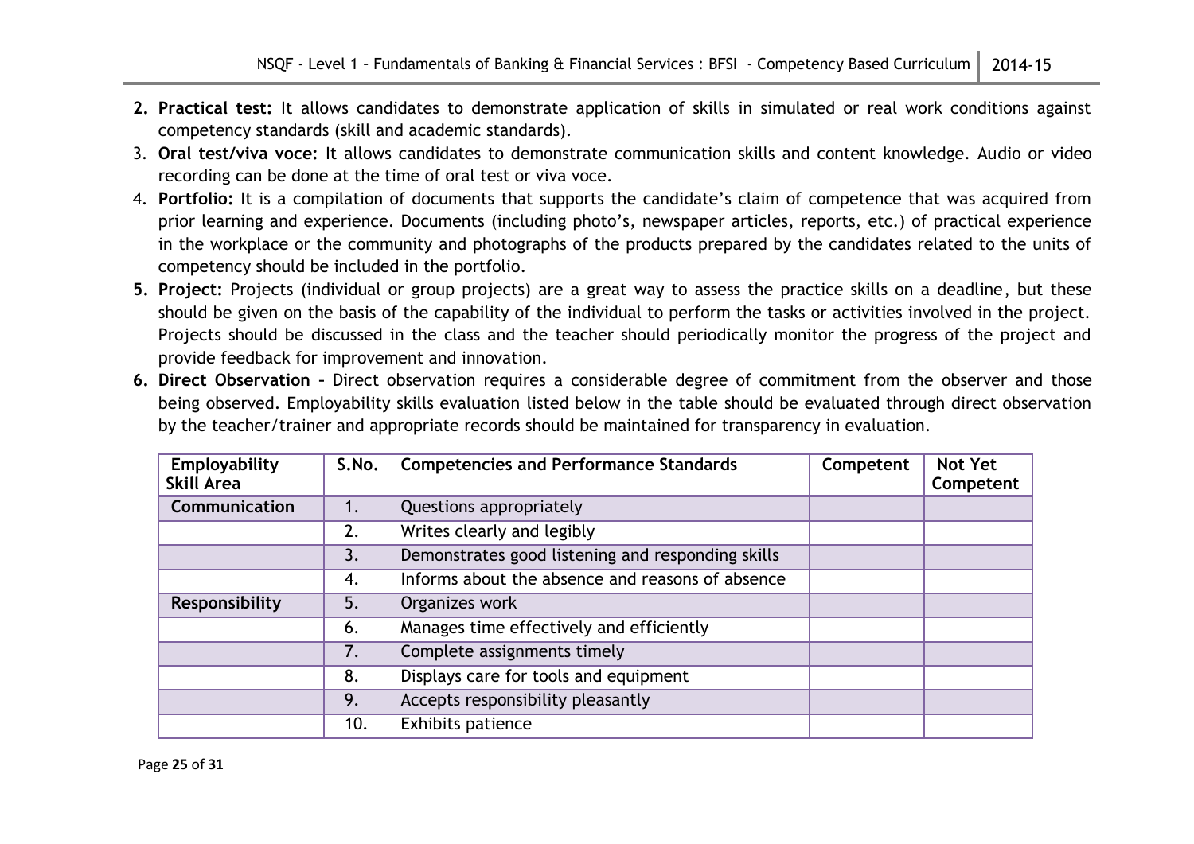2. **Practical test:** It allows candidates to demonstrate application of skills in simulated or real work conditions against competency standards (skill and academic standards).
3. **Oral test/viva voce:** It allows candidates to demonstrate communication skills and content knowledge. Audio or video recording can be done at the time of oral test or viva voce.
4. **Portfolio:** It is a compilation of documents that supports the candidate's claim of competence that was acquired from prior learning and experience. Documents (including photo's, newspaper articles, reports, etc.) of practical experience in the workplace or the community and photographs of the products prepared by the candidates related to the units of competency should be included in the portfolio.
5. **Project:** Projects (individual or group projects) are a great way to assess the practice skills on a deadline, but these should be given on the basis of the capability of the individual to perform the tasks or activities involved in the project. Projects should be discussed in the class and the teacher should periodically monitor the progress of the project and provide feedback for improvement and innovation.
6. **Direct Observation –** Direct observation requires a considerable degree of commitment from the observer and those being observed. Employability skills evaluation listed below in the table should be evaluated through direct observation by the teacher/trainer and appropriate records should be maintained for transparency in evaluation.

| Employability Skill Area | S.No. | Competencies and Performance Standards | Competent | Not Yet Competent |
|---|---|---|---|---|
| **Communication** | 1. | Questions appropriately | | |
| | 2. | Writes clearly and legibly | | |
| | 3. | Demonstrates good listening and responding skills | | |
| | 4. | Informs about the absence and reasons of absence | | |
| **Responsibility** | 5. | Organizes work | | |
| | 6. | Manages time effectively and efficiently | | |
| | 7. | Complete assignments timely | | |
| | 8. | Displays care for tools and equipment | | |
| | 9. | Accepts responsibility pleasantly | | |
| | 10. | Exhibits patience | | |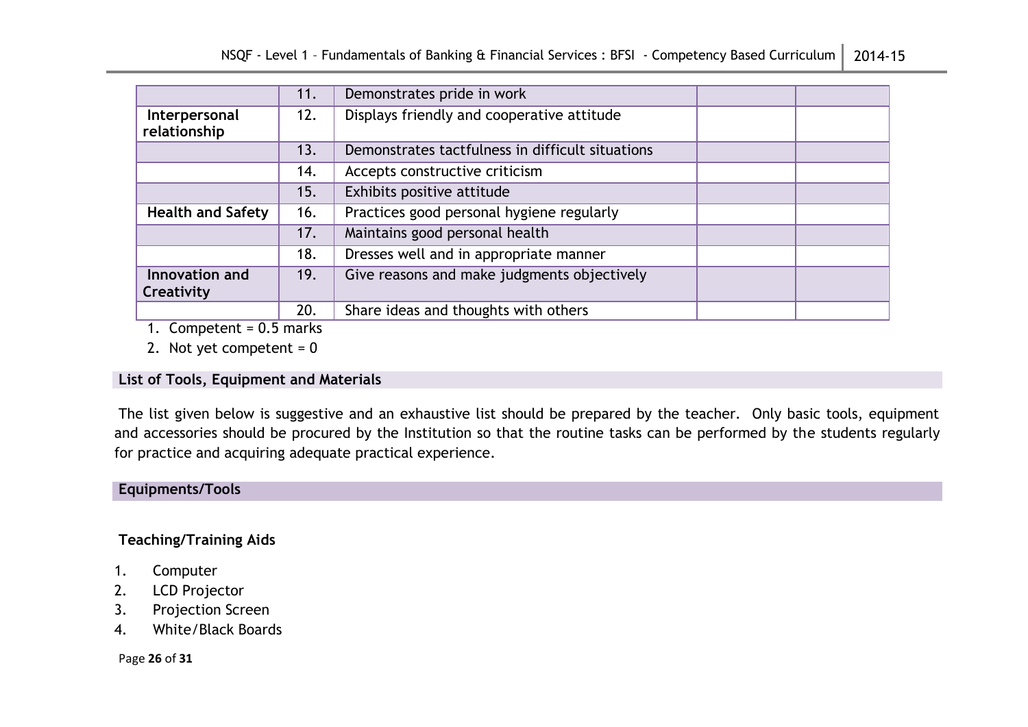| | | | | |
|---|---|---|---|---|
| | 11. | Demonstrates pride in work | | |
| **Interpersonal relationship** | 12. | Displays friendly and cooperative attitude | | |
| | 13. | Demonstrates tactfulness in difficult situations | | |
| | 14. | Accepts constructive criticism | | |
| | 15. | Exhibits positive attitude | | |
| **Health and Safety** | 16. | Practices good personal hygiene regularly | | |
| | 17. | Maintains good personal health | | |
| | 18. | Dresses well and in appropriate manner | | |
| **Innovation and Creativity** | 19. | Give reasons and make judgments objectively | | |
| | 20. | Share ideas and thoughts with others | | |

1. Competent = 0.5 marks
2. Not yet competent = 0

## List of Tools, Equipment and Materials

The list given below is suggestive and an exhaustive list should be prepared by the teacher. Only basic tools, equipment and accessories should be procured by the Institution so that the routine tasks can be performed by the students regularly for practice and acquiring adequate practical experience.

## Equipments/Tools

### Teaching/Training Aids

1. Computer
2. LCD Projector
3. Projection Screen
4. White/Black Boards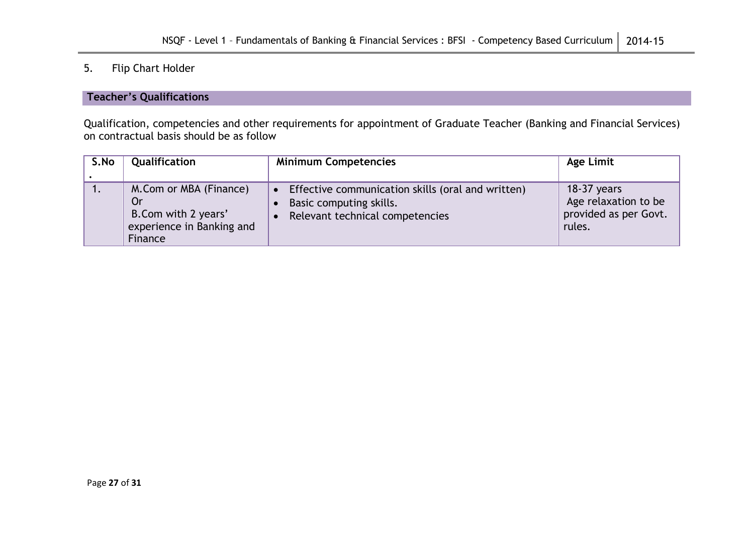5. Flip Chart Holder

## Teacher's Qualifications

Qualification, competencies and other requirements for appointment of Graduate Teacher (Banking and Financial Services) on contractual basis should be as follow

| S.No. | Qualification | Minimum Competencies | Age Limit |
|---|---|---|---|
| 1. | M.Com or MBA (Finance)<br>Or<br>B.Com with 2 years' experience in Banking and Finance | • Effective communication skills (oral and written)<br>• Basic computing skills.<br>• Relevant technical competencies | 18-37 years<br>Age relaxation to be provided as per Govt. rules. |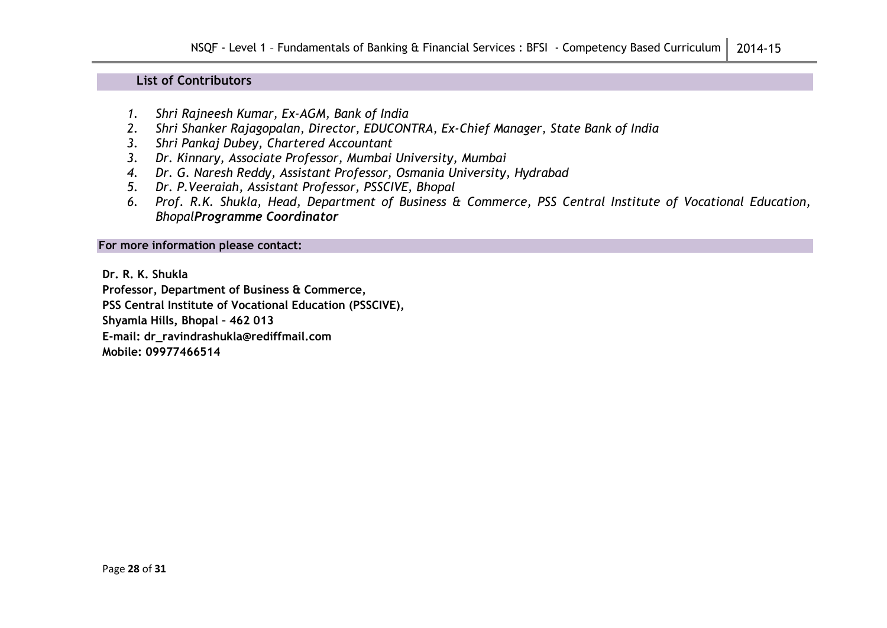## List of Contributors

1. *Shri Rajneesh Kumar, Ex-AGM, Bank of India*
2. *Shri Shanker Rajagopalan, Director, EDUCONTRA, Ex-Chief Manager, State Bank of India*
3. *Shri Pankaj Dubey, Chartered Accountant*
3. *Dr. Kinnary, Associate Professor, Mumbai University, Mumbai*
4. *Dr. G. Naresh Reddy, Assistant Professor, Osmania University, Hydrabad*
5. *Dr. P.Veeraiah, Assistant Professor, PSSCIVE, Bhopal*
6. *Prof. R.K. Shukla, Head, Department of Business & Commerce, PSS Central Institute of Vocational Education, Bhopal**Programme Coordinator***

## For more information please contact:

**Dr. R. K. Shukla**
**Professor, Department of Business & Commerce,**
**PSS Central Institute of Vocational Education (PSSCIVE),**
**Shyamla Hills, Bhopal – 462 013**
**E-mail: dr_ravindrashukla@rediffmail.com**
**Mobile: 09977466514**